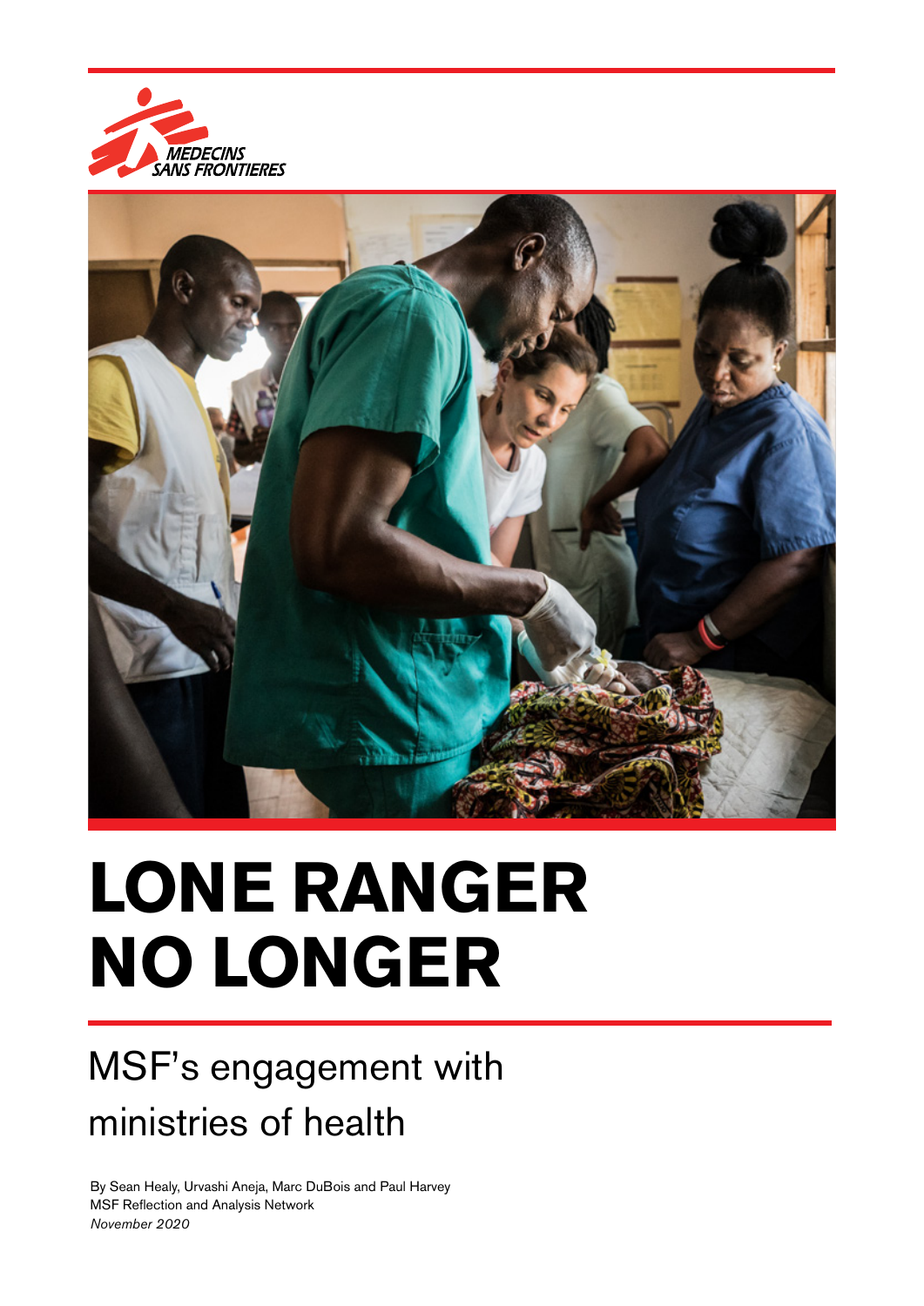MEDECINS SANS FRONTIERES

# LONE RANGER NO LONGER

## MSF's engagement with ministries of health

By Sean Healy, Urvashi Aneja, Marc DuBois and Paul Harvey
MSF Reflection and Analysis Network
*November 2020*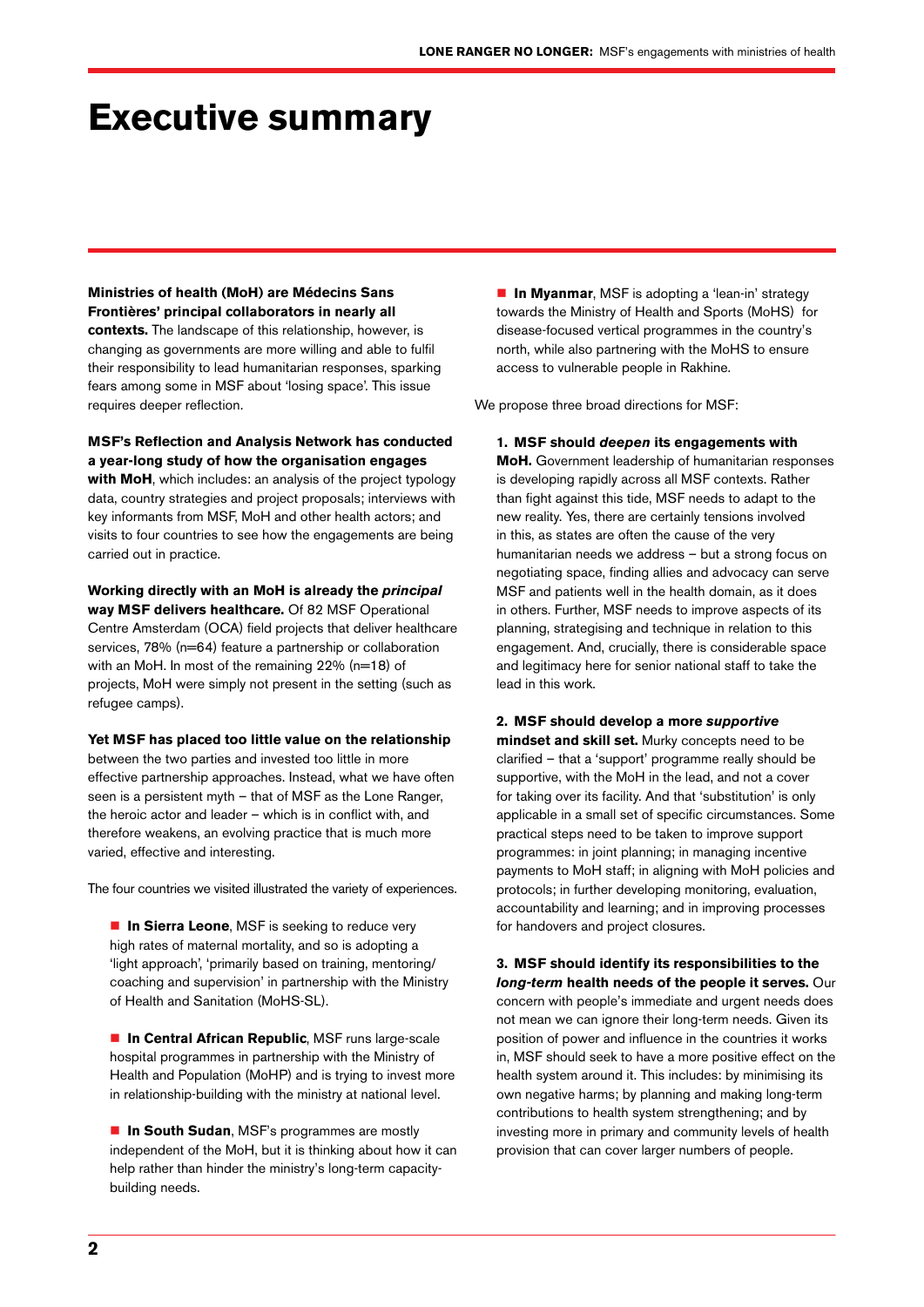# Executive summary

**Ministries of health (MoH) are Médecins Sans Frontières' principal collaborators in nearly all contexts.** The landscape of this relationship, however, is changing as governments are more willing and able to fulfil their responsibility to lead humanitarian responses, sparking fears among some in MSF about 'losing space'. This issue requires deeper reflection.

**MSF's Reflection and Analysis Network has conducted a year-long study of how the organisation engages with MoH**, which includes: an analysis of the project typology data, country strategies and project proposals; interviews with key informants from MSF, MoH and other health actors; and visits to four countries to see how the engagements are being carried out in practice.

**Working directly with an MoH is already the *principal* way MSF delivers healthcare.** Of 82 MSF Operational Centre Amsterdam (OCA) field projects that deliver healthcare services, 78% (n=64) feature a partnership or collaboration with an MoH. In most of the remaining 22% (n=18) of projects, MoH were simply not present in the setting (such as refugee camps).

**Yet MSF has placed too little value on the relationship** between the two parties and invested too little in more effective partnership approaches. Instead, what we have often seen is a persistent myth – that of MSF as the Lone Ranger, the heroic actor and leader – which is in conflict with, and therefore weakens, an evolving practice that is much more varied, effective and interesting.

The four countries we visited illustrated the variety of experiences.

- **In Sierra Leone**, MSF is seeking to reduce very high rates of maternal mortality, and so is adopting a 'light approach', 'primarily based on training, mentoring/coaching and supervision' in partnership with the Ministry of Health and Sanitation (MoHS-SL).
- **In Central African Republic**, MSF runs large-scale hospital programmes in partnership with the Ministry of Health and Population (MoHP) and is trying to invest more in relationship-building with the ministry at national level.
- **In South Sudan**, MSF's programmes are mostly independent of the MoH, but it is thinking about how it can help rather than hinder the ministry's long-term capacity-building needs.
- **In Myanmar**, MSF is adopting a 'lean-in' strategy towards the Ministry of Health and Sports (MoHS) for disease-focused vertical programmes in the country's north, while also partnering with the MoHS to ensure access to vulnerable people in Rakhine.

We propose three broad directions for MSF:

1. **MSF should *deepen* its engagements with MoH.** Government leadership of humanitarian responses is developing rapidly across all MSF contexts. Rather than fight against this tide, MSF needs to adapt to the new reality. Yes, there are certainly tensions involved in this, as states are often the cause of the very humanitarian needs we address – but a strong focus on negotiating space, finding allies and advocacy can serve MSF and patients well in the health domain, as it does in others. Further, MSF needs to improve aspects of its planning, strategising and technique in relation to this engagement. And, crucially, there is considerable space and legitimacy here for senior national staff to take the lead in this work.

2. **MSF should develop a more *supportive* mindset and skill set.** Murky concepts need to be clarified – that a 'support' programme really should be supportive, with the MoH in the lead, and not a cover for taking over its facility. And that 'substitution' is only applicable in a small set of specific circumstances. Some practical steps need to be taken to improve support programmes: in joint planning; in managing incentive payments to MoH staff; in aligning with MoH policies and protocols; in further developing monitoring, evaluation, accountability and learning; and in improving processes for handovers and project closures.

3. **MSF should identify its responsibilities to the *long-term* health needs of the people it serves.** Our concern with people's immediate and urgent needs does not mean we can ignore their long-term needs. Given its position of power and influence in the countries it works in, MSF should seek to have a more positive effect on the health system around it. This includes: by minimising its own negative harms; by planning and making long-term contributions to health system strengthening; and by investing more in primary and community levels of health provision that can cover larger numbers of people.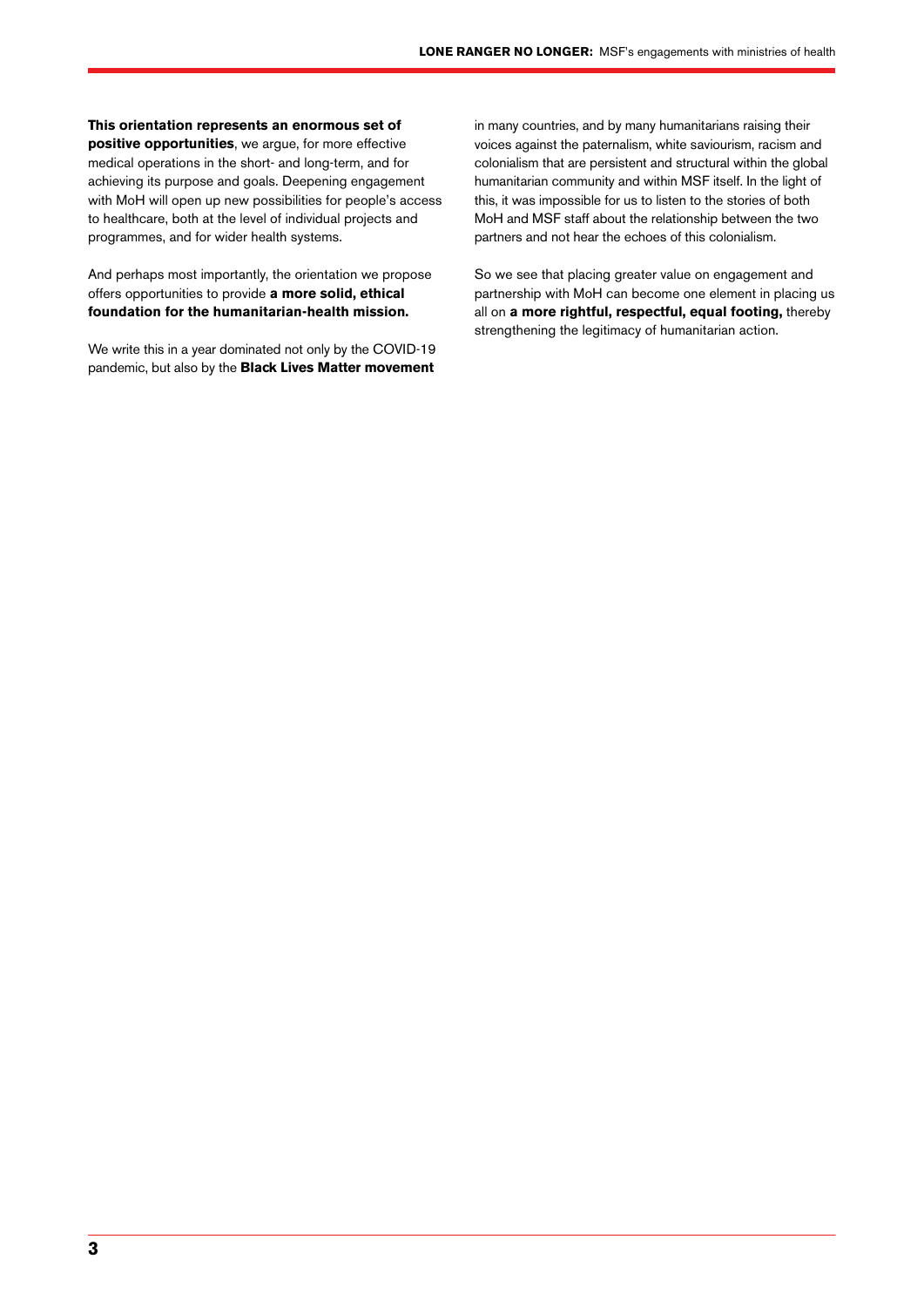**This orientation represents an enormous set of positive opportunities**, we argue, for more effective medical operations in the short- and long-term, and for achieving its purpose and goals. Deepening engagement with MoH will open up new possibilities for people's access to healthcare, both at the level of individual projects and programmes, and for wider health systems.

And perhaps most importantly, the orientation we propose offers opportunities to provide **a more solid, ethical foundation for the humanitarian-health mission.**

We write this in a year dominated not only by the COVID-19 pandemic, but also by the **Black Lives Matter movement** in many countries, and by many humanitarians raising their voices against the paternalism, white saviourism, racism and colonialism that are persistent and structural within the global humanitarian community and within MSF itself. In the light of this, it was impossible for us to listen to the stories of both MoH and MSF staff about the relationship between the two partners and not hear the echoes of this colonialism.

So we see that placing greater value on engagement and partnership with MoH can become one element in placing us all on **a more rightful, respectful, equal footing,** thereby strengthening the legitimacy of humanitarian action.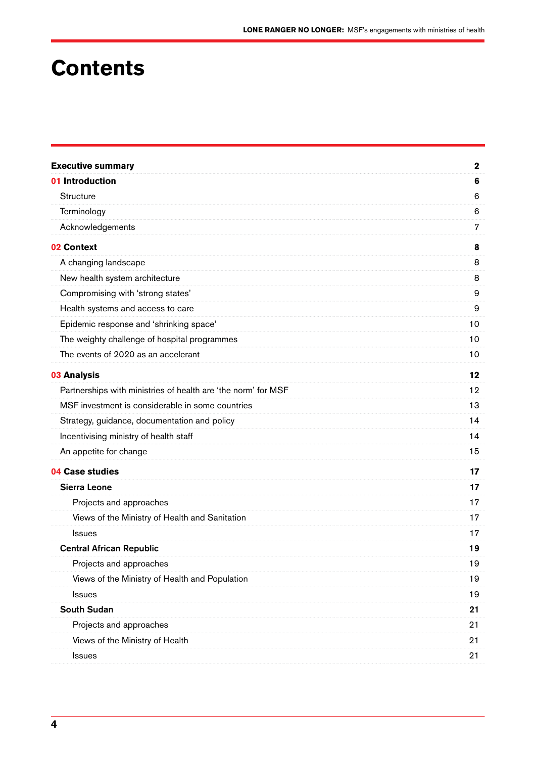# Contents

| | |
|---|---|
| **Executive summary** | **2** |
| **01 Introduction** | **6** |
| Structure | 6 |
| Terminology | 6 |
| Acknowledgements | 7 |
| **02 Context** | **8** |
| A changing landscape | 8 |
| New health system architecture | 8 |
| Compromising with 'strong states' | 9 |
| Health systems and access to care | 9 |
| Epidemic response and 'shrinking space' | 10 |
| The weighty challenge of hospital programmes | 10 |
| The events of 2020 as an accelerant | 10 |
| **03 Analysis** | **12** |
| Partnerships with ministries of health are 'the norm' for MSF | 12 |
| MSF investment is considerable in some countries | 13 |
| Strategy, guidance, documentation and policy | 14 |
| Incentivising ministry of health staff | 14 |
| An appetite for change | 15 |
| **04 Case studies** | **17** |
| **Sierra Leone** | **17** |
| Projects and approaches | 17 |
| Views of the Ministry of Health and Sanitation | 17 |
| Issues | 17 |
| **Central African Republic** | **19** |
| Projects and approaches | 19 |
| Views of the Ministry of Health and Population | 19 |
| Issues | 19 |
| **South Sudan** | **21** |
| Projects and approaches | 21 |
| Views of the Ministry of Health | 21 |
| Issues | 21 |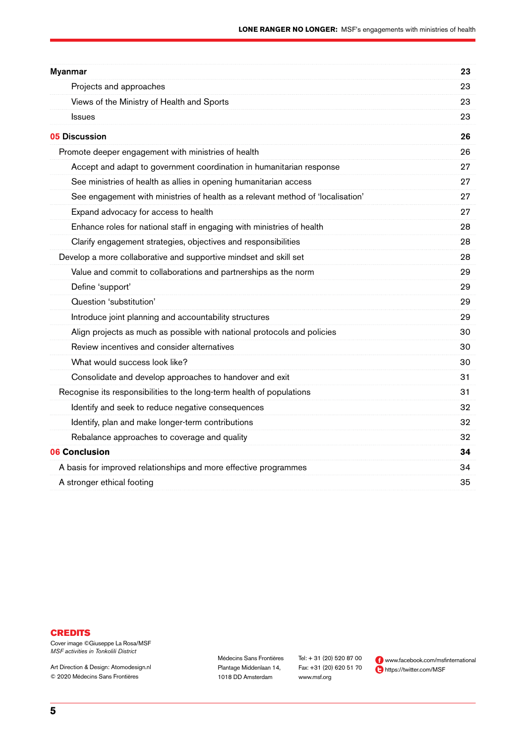| | |
|---|---|
| **Myanmar** | **23** |
| Projects and approaches | 23 |
| Views of the Ministry of Health and Sports | 23 |
| Issues | 23 |
| **05 Discussion** | **26** |
| Promote deeper engagement with ministries of health | 26 |
| Accept and adapt to government coordination in humanitarian response | 27 |
| See ministries of health as allies in opening humanitarian access | 27 |
| See engagement with ministries of health as a relevant method of 'localisation' | 27 |
| Expand advocacy for access to health | 27 |
| Enhance roles for national staff in engaging with ministries of health | 28 |
| Clarify engagement strategies, objectives and responsibilities | 28 |
| Develop a more collaborative and supportive mindset and skill set | 28 |
| Value and commit to collaborations and partnerships as the norm | 29 |
| Define 'support' | 29 |
| Question 'substitution' | 29 |
| Introduce joint planning and accountability structures | 29 |
| Align projects as much as possible with national protocols and policies | 30 |
| Review incentives and consider alternatives | 30 |
| What would success look like? | 30 |
| Consolidate and develop approaches to handover and exit | 31 |
| Recognise its responsibilities to the long-term health of populations | 31 |
| Identify and seek to reduce negative consequences | 32 |
| Identify, plan and make longer-term contributions | 32 |
| Rebalance approaches to coverage and quality | 32 |
| **06 Conclusion** | **34** |
| A basis for improved relationships and more effective programmes | 34 |
| A stronger ethical footing | 35 |

**CREDITS**

Cover image ©Giuseppe La Rosa/MSF
*MSF activities in Tonkolili District*

Art Direction & Design: Atomodesign.nl
© 2020 Médecins Sans Frontières

Médecins Sans Frontières
Plantage Middenlaan 14,
1018 DD Amsterdam

Tel: + 31 (20) 520 87 00
Fax: +31 (20) 620 51 70
www.msf.org

www.facebook.com/msfinternational
https://twitter.com/MSF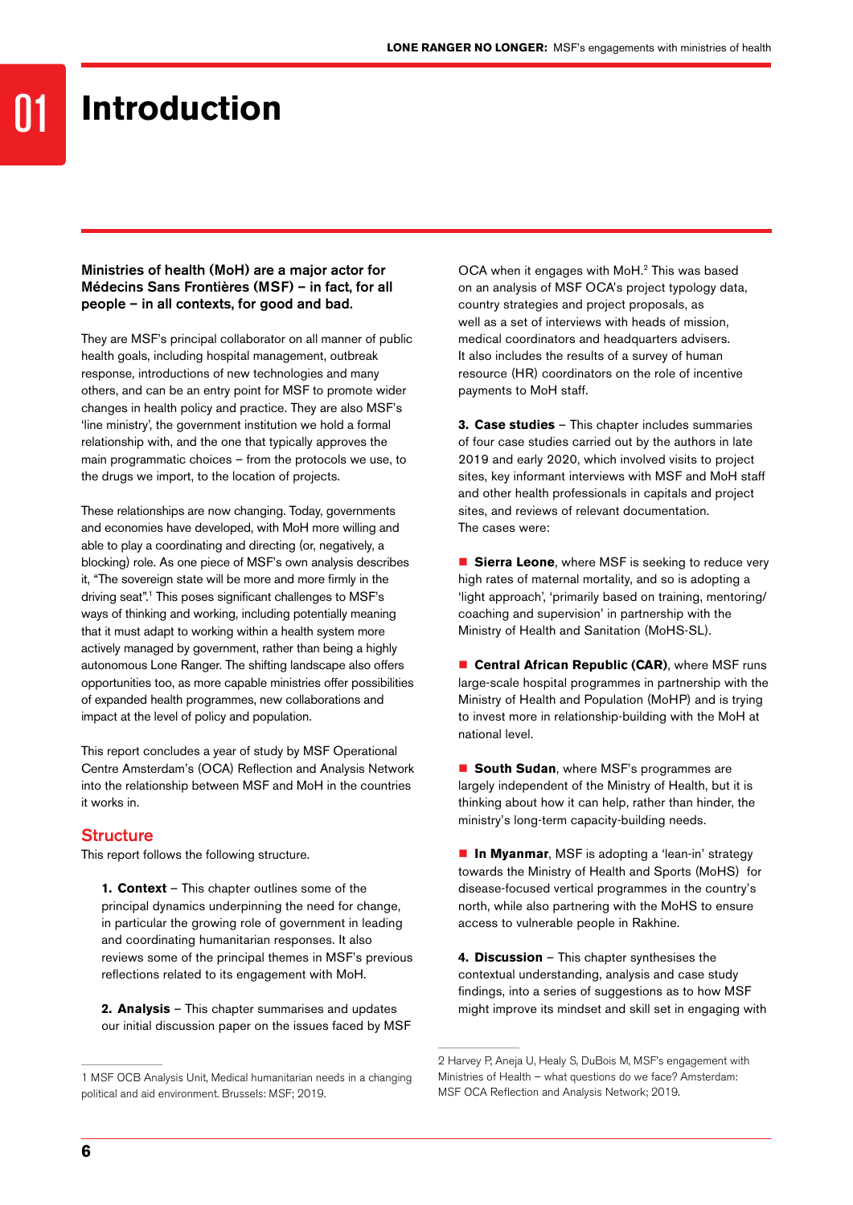# 01 Introduction

**Ministries of health (MoH) are a major actor for Médecins Sans Frontières (MSF) – in fact, for all people – in all contexts, for good and bad.**

They are MSF's principal collaborator on all manner of public health goals, including hospital management, outbreak response, introductions of new technologies and many others, and can be an entry point for MSF to promote wider changes in health policy and practice. They are also MSF's 'line ministry', the government institution we hold a formal relationship with, and the one that typically approves the main programmatic choices – from the protocols we use, to the drugs we import, to the location of projects.

These relationships are now changing. Today, governments and economies have developed, with MoH more willing and able to play a coordinating and directing (or, negatively, a blocking) role. As one piece of MSF's own analysis describes it, "The sovereign state will be more and more firmly in the driving seat".[1] This poses significant challenges to MSF's ways of thinking and working, including potentially meaning that it must adapt to working within a health system more actively managed by government, rather than being a highly autonomous Lone Ranger. The shifting landscape also offers opportunities too, as more capable ministries offer possibilities of expanded health programmes, new collaborations and impact at the level of policy and population.

This report concludes a year of study by MSF Operational Centre Amsterdam's (OCA) Reflection and Analysis Network into the relationship between MSF and MoH in the countries it works in.

## Structure

This report follows the following structure.

**1. Context** – This chapter outlines some of the principal dynamics underpinning the need for change, in particular the growing role of government in leading and coordinating humanitarian responses. It also reviews some of the principal themes in MSF's previous reflections related to its engagement with MoH.

**2. Analysis** – This chapter summarises and updates our initial discussion paper on the issues faced by MSF OCA when it engages with MoH.[2] This was based on an analysis of MSF OCA's project typology data, country strategies and project proposals, as well as a set of interviews with heads of mission, medical coordinators and headquarters advisers. It also includes the results of a survey of human resource (HR) coordinators on the role of incentive payments to MoH staff.

**3. Case studies** – This chapter includes summaries of four case studies carried out by the authors in late 2019 and early 2020, which involved visits to project sites, key informant interviews with MSF and MoH staff and other health professionals in capitals and project sites, and reviews of relevant documentation. The cases were:

- **Sierra Leone**, where MSF is seeking to reduce very high rates of maternal mortality, and so is adopting a 'light approach', 'primarily based on training, mentoring/coaching and supervision' in partnership with the Ministry of Health and Sanitation (MoHS-SL).
- **Central African Republic (CAR)**, where MSF runs large-scale hospital programmes in partnership with the Ministry of Health and Population (MoHP) and is trying to invest more in relationship-building with the MoH at national level.
- **South Sudan**, where MSF's programmes are largely independent of the Ministry of Health, but it is thinking about how it can help, rather than hinder, the ministry's long-term capacity-building needs.
- **In Myanmar**, MSF is adopting a 'lean-in' strategy towards the Ministry of Health and Sports (MoHS) for disease-focused vertical programmes in the country's north, while also partnering with the MoHS to ensure access to vulnerable people in Rakhine.

**4. Discussion** – This chapter synthesises the contextual understanding, analysis and case study findings, into a series of suggestions as to how MSF might improve its mindset and skill set in engaging with

---

1 MSF OCB Analysis Unit, Medical humanitarian needs in a changing political and aid environment. Brussels: MSF; 2019.

2 Harvey P, Aneja U, Healy S, DuBois M, MSF's engagement with Ministries of Health – what questions do we face? Amsterdam: MSF OCA Reflection and Analysis Network; 2019.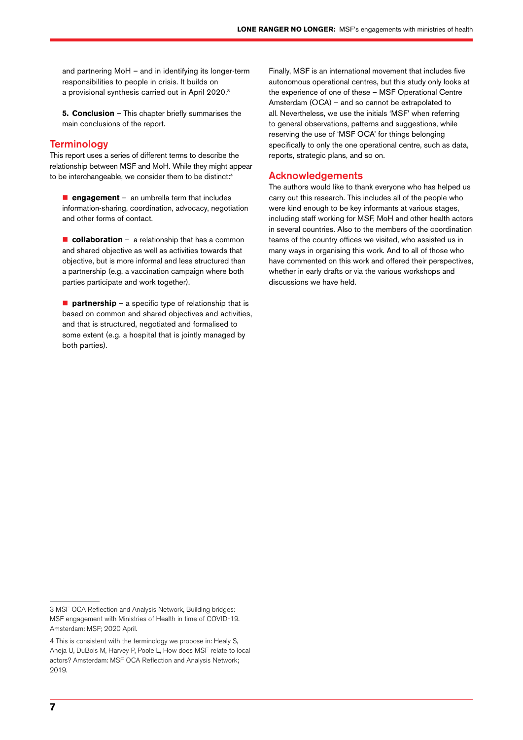and partnering MoH – and in identifying its longer-term responsibilities to people in crisis. It builds on a provisional synthesis carried out in April 2020.[3]

**5. Conclusion** – This chapter briefly summarises the main conclusions of the report.

## Terminology

This report uses a series of different terms to describe the relationship between MSF and MoH. While they might appear to be interchangeable, we consider them to be distinct:[4]

- **engagement** – an umbrella term that includes information-sharing, coordination, advocacy, negotiation and other forms of contact.
- **collaboration** – a relationship that has a common and shared objective as well as activities towards that objective, but is more informal and less structured than a partnership (e.g. a vaccination campaign where both parties participate and work together).
- **partnership** – a specific type of relationship that is based on common and shared objectives and activities, and that is structured, negotiated and formalised to some extent (e.g. a hospital that is jointly managed by both parties).

Finally, MSF is an international movement that includes five autonomous operational centres, but this study only looks at the experience of one of these – MSF Operational Centre Amsterdam (OCA) – and so cannot be extrapolated to all. Nevertheless, we use the initials 'MSF' when referring to general observations, patterns and suggestions, while reserving the use of 'MSF OCA' for things belonging specifically to only the one operational centre, such as data, reports, strategic plans, and so on.

## Acknowledgements

The authors would like to thank everyone who has helped us carry out this research. This includes all of the people who were kind enough to be key informants at various stages, including staff working for MSF, MoH and other health actors in several countries. Also to the members of the coordination teams of the country offices we visited, who assisted us in many ways in organising this work. And to all of those who have commented on this work and offered their perspectives, whether in early drafts or via the various workshops and discussions we have held.

---

3 MSF OCA Reflection and Analysis Network, Building bridges: MSF engagement with Ministries of Health in time of COVID-19. Amsterdam: MSF; 2020 April.

4 This is consistent with the terminology we propose in: Healy S, Aneja U, DuBois M, Harvey P, Poole L, How does MSF relate to local actors? Amsterdam: MSF OCA Reflection and Analysis Network; 2019.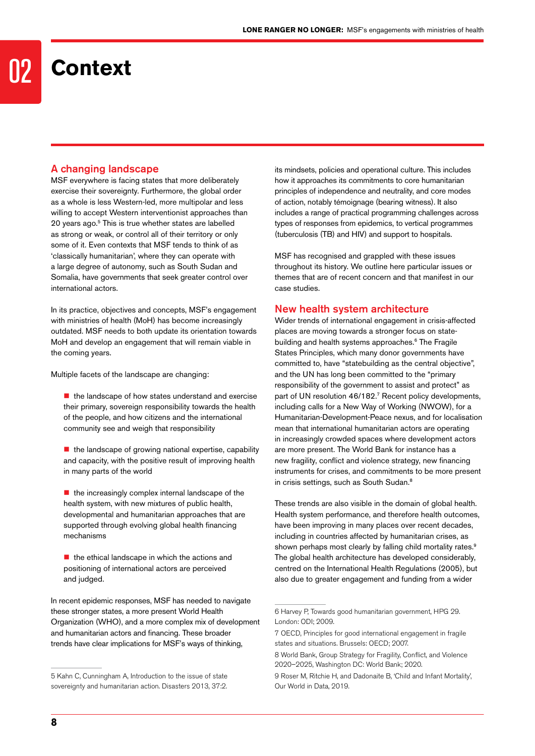# 02 Context

## A changing landscape

MSF everywhere is facing states that more deliberately exercise their sovereignty. Furthermore, the global order as a whole is less Western-led, more multipolar and less willing to accept Western interventionist approaches than 20 years ago.[5] This is true whether states are labelled as strong or weak, or control all of their territory or only some of it. Even contexts that MSF tends to think of as 'classically humanitarian', where they can operate with a large degree of autonomy, such as South Sudan and Somalia, have governments that seek greater control over international actors.

In its practice, objectives and concepts, MSF's engagement with ministries of health (MoH) has become increasingly outdated. MSF needs to both update its orientation towards MoH and develop an engagement that will remain viable in the coming years.

Multiple facets of the landscape are changing:

- the landscape of how states understand and exercise their primary, sovereign responsibility towards the health of the people, and how citizens and the international community see and weigh that responsibility
- the landscape of growing national expertise, capability and capacity, with the positive result of improving health in many parts of the world
- the increasingly complex internal landscape of the health system, with new mixtures of public health, developmental and humanitarian approaches that are supported through evolving global health financing mechanisms
- the ethical landscape in which the actions and positioning of international actors are perceived and judged.

In recent epidemic responses, MSF has needed to navigate these stronger states, a more present World Health Organization (WHO), and a more complex mix of development and humanitarian actors and financing. These broader trends have clear implications for MSF's ways of thinking, its mindsets, policies and operational culture. This includes how it approaches its commitments to core humanitarian principles of independence and neutrality, and core modes of action, notably témoignage (bearing witness). It also includes a range of practical programming challenges across types of responses from epidemics, to vertical programmes (tuberculosis (TB) and HIV) and support to hospitals.

MSF has recognised and grappled with these issues throughout its history. We outline here particular issues or themes that are of recent concern and that manifest in our case studies.

## New health system architecture

Wider trends of international engagement in crisis-affected places are moving towards a stronger focus on state-building and health systems approaches.[6] The Fragile States Principles, which many donor governments have committed to, have "statebuilding as the central objective", and the UN has long been committed to the "primary responsibility of the government to assist and protect" as part of UN resolution 46/182.[7] Recent policy developments, including calls for a New Way of Working (NWOW), for a Humanitarian-Development-Peace nexus, and for localisation mean that international humanitarian actors are operating in increasingly crowded spaces where development actors are more present. The World Bank for instance has a new fragility, conflict and violence strategy, new financing instruments for crises, and commitments to be more present in crisis settings, such as South Sudan.[8]

These trends are also visible in the domain of global health. Health system performance, and therefore health outcomes, have been improving in many places over recent decades, including in countries affected by humanitarian crises, as shown perhaps most clearly by falling child mortality rates.[9] The global health architecture has developed considerably, centred on the International Health Regulations (2005), but also due to greater engagement and funding from a wider

---

5 Kahn C, Cunningham A, Introduction to the issue of state sovereignty and humanitarian action. Disasters 2013, 37:2.

6 Harvey P, Towards good humanitarian government, HPG 29. London: ODI; 2009.

7 OECD, Principles for good international engagement in fragile states and situations. Brussels: OECD; 2007.

8 World Bank, Group Strategy for Fragility, Conflict, and Violence 2020–2025, Washington DC: World Bank; 2020.

9 Roser M, Ritchie H, and Dadonaite B, 'Child and Infant Mortality', Our World in Data, 2019.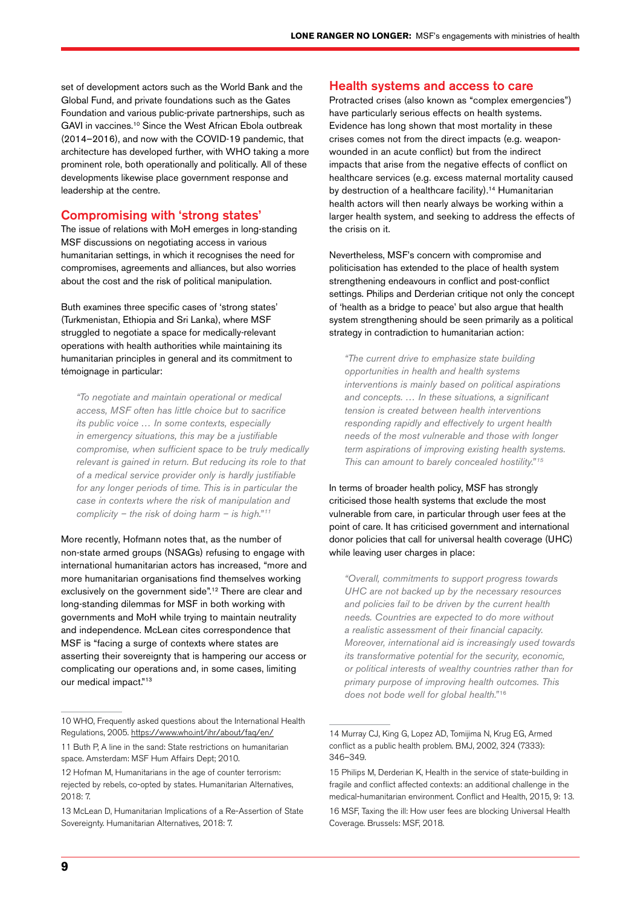set of development actors such as the World Bank and the Global Fund, and private foundations such as the Gates Foundation and various public-private partnerships, such as GAVI in vaccines.[10] Since the West African Ebola outbreak (2014–2016), and now with the COVID-19 pandemic, that architecture has developed further, with WHO taking a more prominent role, both operationally and politically. All of these developments likewise place government response and leadership at the centre.

## Compromising with 'strong states'

The issue of relations with MoH emerges in long-standing MSF discussions on negotiating access in various humanitarian settings, in which it recognises the need for compromises, agreements and alliances, but also worries about the cost and the risk of political manipulation.

Buth examines three specific cases of 'strong states' (Turkmenistan, Ethiopia and Sri Lanka), where MSF struggled to negotiate a space for medically-relevant operations with health authorities while maintaining its humanitarian principles in general and its commitment to témoignage in particular:

> *"To negotiate and maintain operational or medical access, MSF often has little choice but to sacrifice its public voice … In some contexts, especially in emergency situations, this may be a justifiable compromise, when sufficient space to be truly medically relevant is gained in return. But reducing its role to that of a medical service provider only is hardly justifiable for any longer periods of time. This is in particular the case in contexts where the risk of manipulation and complicity – the risk of doing harm – is high."*[11]

More recently, Hofmann notes that, as the number of non-state armed groups (NSAGs) refusing to engage with international humanitarian actors has increased, "more and more humanitarian organisations find themselves working exclusively on the government side".[12] There are clear and long-standing dilemmas for MSF in both working with governments and MoH while trying to maintain neutrality and independence. McLean cites correspondence that MSF is "facing a surge of contexts where states are asserting their sovereignty that is hampering our access or complicating our operations and, in some cases, limiting our medical impact."[13]

## Health systems and access to care

Protracted crises (also known as "complex emergencies") have particularly serious effects on health systems. Evidence has long shown that most mortality in these crises comes not from the direct impacts (e.g. weapon-wounded in an acute conflict) but from the indirect impacts that arise from the negative effects of conflict on healthcare services (e.g. excess maternal mortality caused by destruction of a healthcare facility).[14] Humanitarian health actors will then nearly always be working within a larger health system, and seeking to address the effects of the crisis on it.

Nevertheless, MSF's concern with compromise and politicisation has extended to the place of health system strengthening endeavours in conflict and post-conflict settings. Philips and Derderian critique not only the concept of 'health as a bridge to peace' but also argue that health system strengthening should be seen primarily as a political strategy in contradiction to humanitarian action:

> *"The current drive to emphasize state building opportunities in health and health systems interventions is mainly based on political aspirations and concepts. … In these situations, a significant tension is created between health interventions responding rapidly and effectively to urgent health needs of the most vulnerable and those with longer term aspirations of improving existing health systems. This can amount to barely concealed hostility."*[15]

In terms of broader health policy, MSF has strongly criticised those health systems that exclude the most vulnerable from care, in particular through user fees at the point of care. It has criticised government and international donor policies that call for universal health coverage (UHC) while leaving user charges in place:

> *"Overall, commitments to support progress towards UHC are not backed up by the necessary resources and policies fail to be driven by the current health needs. Countries are expected to do more without a realistic assessment of their financial capacity. Moreover, international aid is increasingly used towards its transformative potential for the security, economic, or political interests of wealthy countries rather than for primary purpose of improving health outcomes. This does not bode well for global health."*[16]

---

10 WHO, Frequently asked questions about the International Health Regulations, 2005. https://www.who.int/ihr/about/faq/en/

11 Buth P, A line in the sand: State restrictions on humanitarian space. Amsterdam: MSF Hum Affairs Dept; 2010.

12 Hofman M, Humanitarians in the age of counter terrorism: rejected by rebels, co-opted by states. Humanitarian Alternatives, 2018: 7.

13 McLean D, Humanitarian Implications of a Re-Assertion of State Sovereignty. Humanitarian Alternatives, 2018: 7.

14 Murray CJ, King G, Lopez AD, Tomijima N, Krug EG, Armed conflict as a public health problem. BMJ, 2002, 324 (7333): 346–349.

15 Philips M, Derderian K, Health in the service of state-building in fragile and conflict affected contexts: an additional challenge in the medical-humanitarian environment. Conflict and Health, 2015, 9: 13.

16 MSF, Taxing the ill: How user fees are blocking Universal Health Coverage. Brussels: MSF, 2018.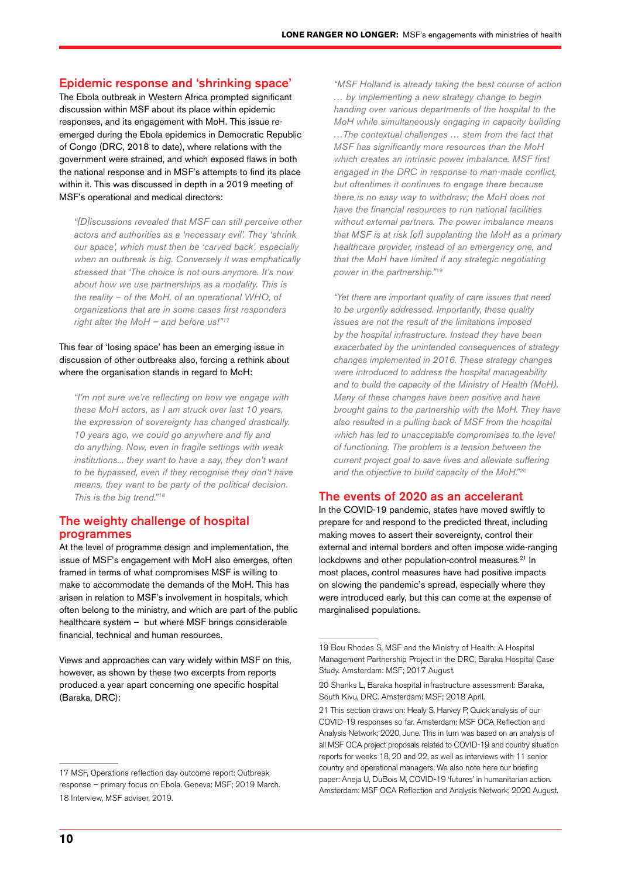## Epidemic response and 'shrinking space'

The Ebola outbreak in Western Africa prompted significant discussion within MSF about its place within epidemic responses, and its engagement with MoH. This issue re-emerged during the Ebola epidemics in Democratic Republic of Congo (DRC, 2018 to date), where relations with the government were strained, and which exposed flaws in both the national response and in MSF's attempts to find its place within it. This was discussed in depth in a 2019 meeting of MSF's operational and medical directors:

> *"[D]iscussions revealed that MSF can still perceive other actors and authorities as a 'necessary evil'. They 'shrink our space', which must then be 'carved back', especially when an outbreak is big. Conversely it was emphatically stressed that 'The choice is not ours anymore. It's now about how we use partnerships as a modality. This is the reality – of the MoH, of an operational WHO, of organizations that are in some cases first responders right after the MoH – and before us!'"*[17]

This fear of 'losing space' has been an emerging issue in discussion of other outbreaks also, forcing a rethink about where the organisation stands in regard to MoH:

> *"I'm not sure we're reflecting on how we engage with these MoH actors, as I am struck over last 10 years, the expression of sovereignty has changed drastically. 10 years ago, we could go anywhere and fly and do anything. Now, even in fragile settings with weak institutions... they want to have a say, they don't want to be bypassed, even if they recognise they don't have means, they want to be party of the political decision. This is the big trend."*[18]

## The weighty challenge of hospital programmes

At the level of programme design and implementation, the issue of MSF's engagement with MoH also emerges, often framed in terms of what compromises MSF is willing to make to accommodate the demands of the MoH. This has arisen in relation to MSF's involvement in hospitals, which often belong to the ministry, and which are part of the public healthcare system – but where MSF brings considerable financial, technical and human resources.

Views and approaches can vary widely within MSF on this, however, as shown by these two excerpts from reports produced a year apart concerning one specific hospital (Baraka, DRC):

> *"MSF Holland is already taking the best course of action … by implementing a new strategy change to begin handing over various departments of the hospital to the MoH while simultaneously engaging in capacity building …The contextual challenges … stem from the fact that MSF has significantly more resources than the MoH which creates an intrinsic power imbalance. MSF first engaged in the DRC in response to man-made conflict, but oftentimes it continues to engage there because there is no easy way to withdraw; the MoH does not have the financial resources to run national facilities without external partners. The power imbalance means that MSF is at risk [of] supplanting the MoH as a primary healthcare provider, instead of an emergency one, and that the MoH have limited if any strategic negotiating power in the partnership."*[19]

> *"Yet there are important quality of care issues that need to be urgently addressed. Importantly, these quality issues are not the result of the limitations imposed by the hospital infrastructure. Instead they have been exacerbated by the unintended consequences of strategy changes implemented in 2016. These strategy changes were introduced to address the hospital manageability and to build the capacity of the Ministry of Health (MoH). Many of these changes have been positive and have brought gains to the partnership with the MoH. They have also resulted in a pulling back of MSF from the hospital which has led to unacceptable compromises to the level of functioning. The problem is a tension between the current project goal to save lives and alleviate suffering and the objective to build capacity of the MoH."*[20]

## The events of 2020 as an accelerant

In the COVID-19 pandemic, states have moved swiftly to prepare for and respond to the predicted threat, including making moves to assert their sovereignty, control their external and internal borders and often impose wide-ranging lockdowns and other population-control measures.[21] In most places, control measures have had positive impacts on slowing the pandemic's spread, especially where they were introduced early, but this can come at the expense of marginalised populations.

---

17 MSF, Operations reflection day outcome report: Outbreak response – primary focus on Ebola. Geneva: MSF; 2019 March.

18 Interview, MSF adviser, 2019.

19 Bou Rhodes S, MSF and the Ministry of Health: A Hospital Management Partnership Project in the DRC, Baraka Hospital Case Study. Amsterdam: MSF; 2017 August.

20 Shanks L, Baraka hospital infrastructure assessment: Baraka, South Kivu, DRC. Amsterdam: MSF; 2018 April.

21 This section draws on: Healy S, Harvey P, Quick analysis of our COVID-19 responses so far. Amsterdam: MSF OCA Reflection and Analysis Network; 2020, June. This in turn was based on an analysis of all MSF OCA project proposals related to COVID-19 and country situation reports for weeks 18, 20 and 22, as well as interviews with 11 senior country and operational managers. We also note here our briefing paper: Aneja U, DuBois M, COVID-19 'futures' in humanitarian action. Amsterdam: MSF OCA Reflection and Analysis Network; 2020 August.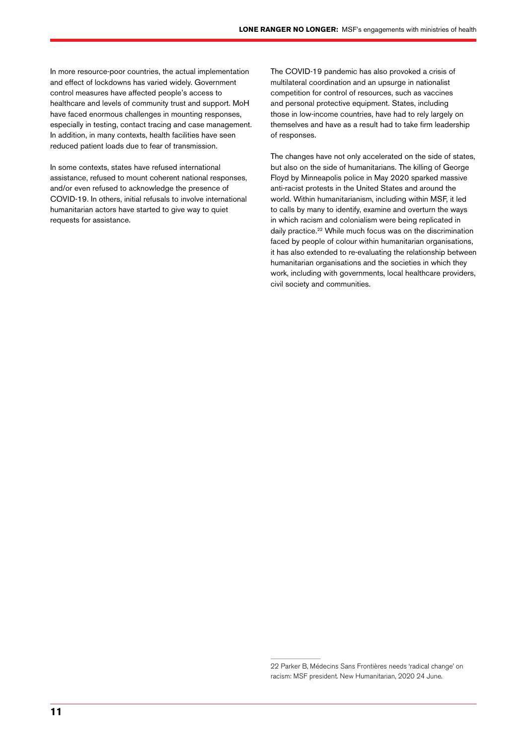In more resource-poor countries, the actual implementation and effect of lockdowns has varied widely. Government control measures have affected people's access to healthcare and levels of community trust and support. MoH have faced enormous challenges in mounting responses, especially in testing, contact tracing and case management. In addition, in many contexts, health facilities have seen reduced patient loads due to fear of transmission.

In some contexts, states have refused international assistance, refused to mount coherent national responses, and/or even refused to acknowledge the presence of COVID-19. In others, initial refusals to involve international humanitarian actors have started to give way to quiet requests for assistance.

The COVID-19 pandemic has also provoked a crisis of multilateral coordination and an upsurge in nationalist competition for control of resources, such as vaccines and personal protective equipment. States, including those in low-income countries, have had to rely largely on themselves and have as a result had to take firm leadership of responses.

The changes have not only accelerated on the side of states, but also on the side of humanitarians. The killing of George Floyd by Minneapolis police in May 2020 sparked massive anti-racist protests in the United States and around the world. Within humanitarianism, including within MSF, it led to calls by many to identify, examine and overturn the ways in which racism and colonialism were being replicated in daily practice.[22] While much focus was on the discrimination faced by people of colour within humanitarian organisations, it has also extended to re-evaluating the relationship between humanitarian organisations and the societies in which they work, including with governments, local healthcare providers, civil society and communities.

---

22 Parker B, Médecins Sans Frontières needs 'radical change' on racism: MSF president. New Humanitarian, 2020 24 June.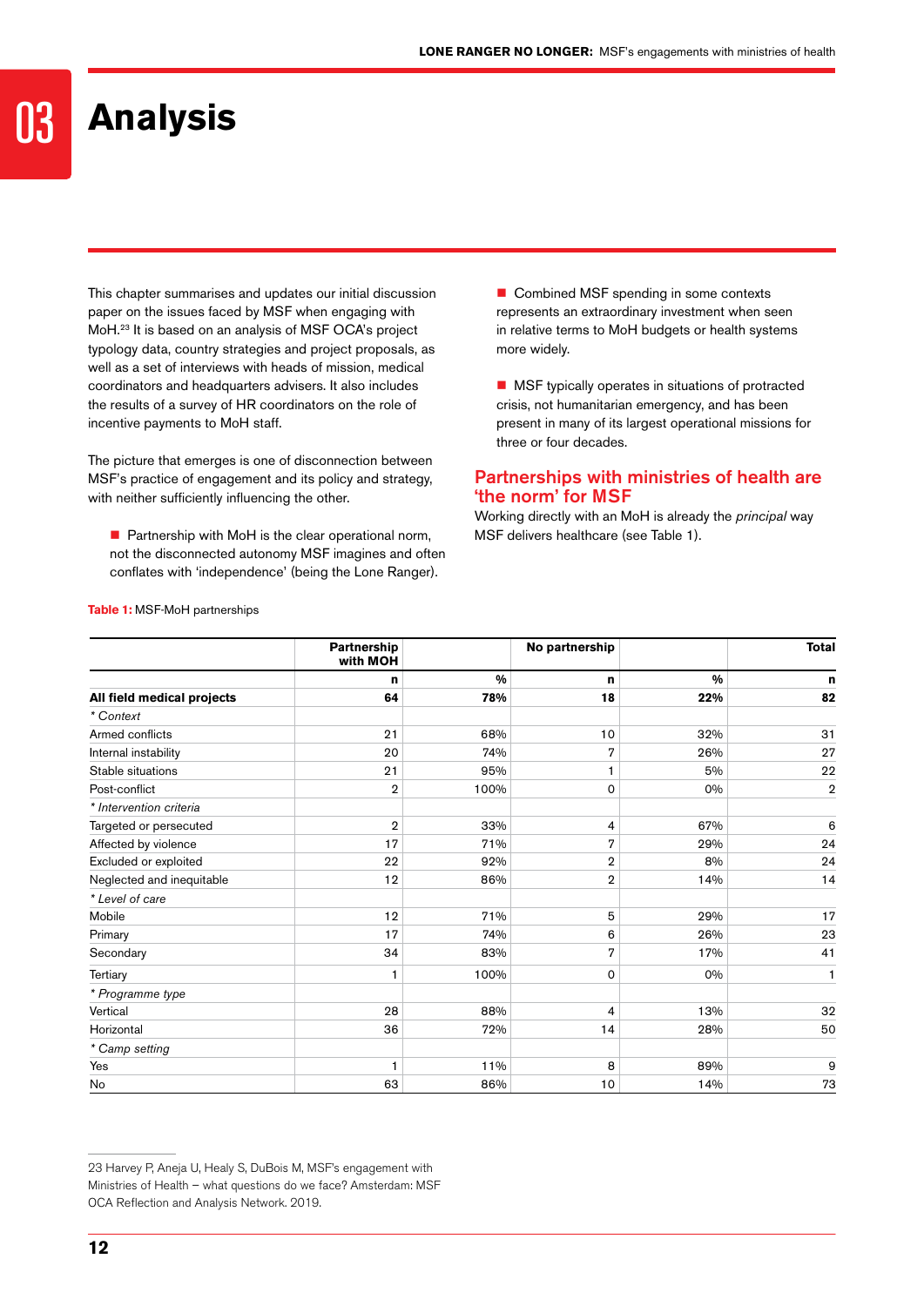# 03 Analysis

This chapter summarises and updates our initial discussion paper on the issues faced by MSF when engaging with MoH.[23] It is based on an analysis of MSF OCA's project typology data, country strategies and project proposals, as well as a set of interviews with heads of mission, medical coordinators and headquarters advisers. It also includes the results of a survey of HR coordinators on the role of incentive payments to MoH staff.

The picture that emerges is one of disconnection between MSF's practice of engagement and its policy and strategy, with neither sufficiently influencing the other.

- Partnership with MoH is the clear operational norm, not the disconnected autonomy MSF imagines and often conflates with 'independence' (being the Lone Ranger).
- Combined MSF spending in some contexts represents an extraordinary investment when seen in relative terms to MoH budgets or health systems more widely.
- MSF typically operates in situations of protracted crisis, not humanitarian emergency, and has been present in many of its largest operational missions for three or four decades.

## Partnerships with ministries of health are 'the norm' for MSF

Working directly with an MoH is already the *principal* way MSF delivers healthcare (see Table 1).

**Table 1:** MSF-MoH partnerships

| | Partnership with MOH | | No partnership | | Total |
|---|---|---|---|---|---|
| | n | % | n | % | n |
| **All field medical projects** | **64** | **78%** | **18** | **22%** | **82** |
| *\* Context* | | | | | |
| Armed conflicts | 21 | 68% | 10 | 32% | 31 |
| Internal instability | 20 | 74% | 7 | 26% | 27 |
| Stable situations | 21 | 95% | 1 | 5% | 22 |
| Post-conflict | 2 | 100% | 0 | 0% | 2 |
| *\* Intervention criteria* | | | | | |
| Targeted or persecuted | 2 | 33% | 4 | 67% | 6 |
| Affected by violence | 17 | 71% | 7 | 29% | 24 |
| Excluded or exploited | 22 | 92% | 2 | 8% | 24 |
| Neglected and inequitable | 12 | 86% | 2 | 14% | 14 |
| *\* Level of care* | | | | | |
| Mobile | 12 | 71% | 5 | 29% | 17 |
| Primary | 17 | 74% | 6 | 26% | 23 |
| Secondary | 34 | 83% | 7 | 17% | 41 |
| Tertiary | 1 | 100% | 0 | 0% | 1 |
| *\* Programme type* | | | | | |
| Vertical | 28 | 88% | 4 | 13% | 32 |
| Horizontal | 36 | 72% | 14 | 28% | 50 |
| *\* Camp setting* | | | | | |
| Yes | 1 | 11% | 8 | 89% | 9 |
| No | 63 | 86% | 10 | 14% | 73 |

23 Harvey P, Aneja U, Healy S, DuBois M, MSF's engagement with Ministries of Health – what questions do we face? Amsterdam: MSF OCA Reflection and Analysis Network. 2019.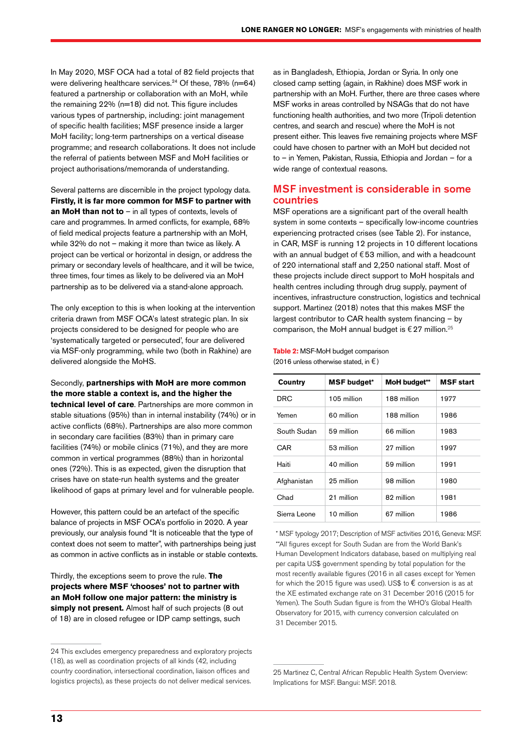In May 2020, MSF OCA had a total of 82 field projects that were delivering healthcare services.[24] Of these, 78% (n=64) featured a partnership or collaboration with an MoH, while the remaining 22% (n=18) did not. This figure includes various types of partnership, including: joint management of specific health facilities; MSF presence inside a larger MoH facility; long-term partnerships on a vertical disease programme; and research collaborations. It does not include the referral of patients between MSF and MoH facilities or project authorisations/memoranda of understanding.

Several patterns are discernible in the project typology data. **Firstly, it is far more common for MSF to partner with an MoH than not to** – in all types of contexts, levels of care and programmes. In armed conflicts, for example, 68% of field medical projects feature a partnership with an MoH, while 32% do not – making it more than twice as likely. A project can be vertical or horizontal in design, or address the primary or secondary levels of healthcare, and it will be twice, three times, four times as likely to be delivered via an MoH partnership as to be delivered via a stand-alone approach.

The only exception to this is when looking at the intervention criteria drawn from MSF OCA's latest strategic plan. In six projects considered to be designed for people who are 'systematically targeted or persecuted', four are delivered via MSF-only programming, while two (both in Rakhine) are delivered alongside the MoHS.

Secondly, **partnerships with MoH are more common the more stable a context is, and the higher the technical level of care**. Partnerships are more common in stable situations (95%) than in internal instability (74%) or in active conflicts (68%). Partnerships are also more common in secondary care facilities (83%) than in primary care facilities (74%) or mobile clinics (71%), and they are more common in vertical programmes (88%) than in horizontal ones (72%). This is as expected, given the disruption that crises have on state-run health systems and the greater likelihood of gaps at primary level and for vulnerable people.

However, this pattern could be an artefact of the specific balance of projects in MSF OCA's portfolio in 2020. A year previously, our analysis found "It is noticeable that the type of context does not seem to matter", with partnerships being just as common in active conflicts as in instable or stable contexts.

Thirdly, the exceptions seem to prove the rule. **The projects where MSF 'chooses' not to partner with an MoH follow one major pattern: the ministry is simply not present.** Almost half of such projects (8 out of 18) are in closed refugee or IDP camp settings, such as in Bangladesh, Ethiopia, Jordan or Syria. In only one closed camp setting (again, in Rakhine) does MSF work in partnership with an MoH. Further, there are three cases where MSF works in areas controlled by NSAGs that do not have functioning health authorities, and two more (Tripoli detention centres, and search and rescue) where the MoH is not present either. This leaves five remaining projects where MSF could have chosen to partner with an MoH but decided not to – in Yemen, Pakistan, Russia, Ethiopia and Jordan – for a wide range of contextual reasons.

24 This excludes emergency preparedness and exploratory projects (18), as well as coordination projects of all kinds (42, including country coordination, intersectional coordination, liaison offices and logistics projects), as these projects do not deliver medical services.

## MSF investment is considerable in some countries

MSF operations are a significant part of the overall health system in some contexts – specifically low-income countries experiencing protracted crises (see Table 2). For instance, in CAR, MSF is running 12 projects in 10 different locations with an annual budget of €53 million, and with a headcount of 220 international staff and 2,250 national staff. Most of these projects include direct support to MoH hospitals and health centres including through drug supply, payment of incentives, infrastructure construction, logistics and technical support. Martinez (2018) notes that this makes MSF the largest contributor to CAR health system financing – by comparison, the MoH annual budget is €27 million.[25]

**Table 2:** MSF-MoH budget comparison (2016 unless otherwise stated, in €)

| Country | MSF budget* | MoH budget** | MSF start |
|---|---|---|---|
| DRC | 105 million | 188 million | 1977 |
| Yemen | 60 million | 188 million | 1986 |
| South Sudan | 59 million | 66 million | 1983 |
| CAR | 53 million | 27 million | 1997 |
| Haiti | 40 million | 59 million | 1991 |
| Afghanistan | 25 million | 98 million | 1980 |
| Chad | 21 million | 82 million | 1981 |
| Sierra Leone | 10 million | 67 million | 1986 |

\* MSF typology 2017; Description of MSF activities 2016, Geneva: MSF.
\*\*All figures except for South Sudan are from the World Bank's Human Development Indicators database, based on multiplying real per capita US$ government spending by total population for the most recently available figures (2016 in all cases except for Yemen for which the 2015 figure was used). US$ to € conversion is as at the XE estimated exchange rate on 31 December 2016 (2015 for Yemen). The South Sudan figure is from the WHO's Global Health Observatory for 2015, with currency conversion calculated on 31 December 2015.

25 Martinez C, Central African Republic Health System Overview: Implications for MSF. Bangui: MSF. 2018.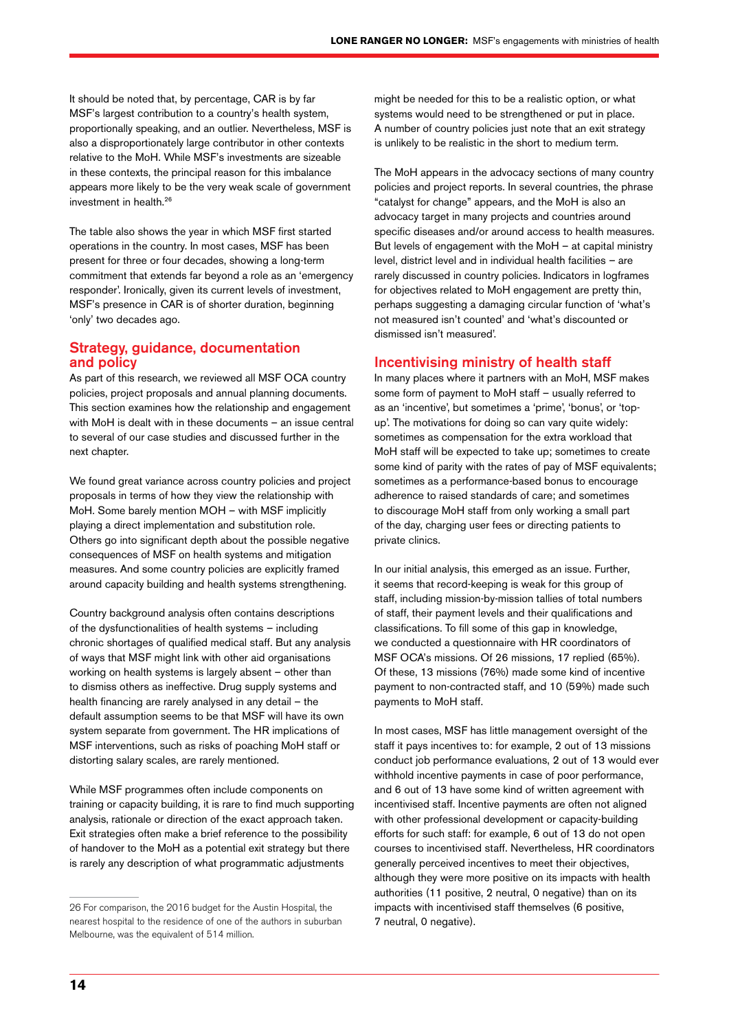It should be noted that, by percentage, CAR is by far MSF's largest contribution to a country's health system, proportionally speaking, and an outlier. Nevertheless, MSF is also a disproportionately large contributor in other contexts relative to the MoH. While MSF's investments are sizeable in these contexts, the principal reason for this imbalance appears more likely to be the very weak scale of government investment in health.[26]

The table also shows the year in which MSF first started operations in the country. In most cases, MSF has been present for three or four decades, showing a long-term commitment that extends far beyond a role as an 'emergency responder'. Ironically, given its current levels of investment, MSF's presence in CAR is of shorter duration, beginning 'only' two decades ago.

## Strategy, guidance, documentation and policy

As part of this research, we reviewed all MSF OCA country policies, project proposals and annual planning documents. This section examines how the relationship and engagement with MoH is dealt with in these documents – an issue central to several of our case studies and discussed further in the next chapter.

We found great variance across country policies and project proposals in terms of how they view the relationship with MoH. Some barely mention MOH – with MSF implicitly playing a direct implementation and substitution role. Others go into significant depth about the possible negative consequences of MSF on health systems and mitigation measures. And some country policies are explicitly framed around capacity building and health systems strengthening.

Country background analysis often contains descriptions of the dysfunctionalities of health systems – including chronic shortages of qualified medical staff. But any analysis of ways that MSF might link with other aid organisations working on health systems is largely absent – other than to dismiss others as ineffective. Drug supply systems and health financing are rarely analysed in any detail – the default assumption seems to be that MSF will have its own system separate from government. The HR implications of MSF interventions, such as risks of poaching MoH staff or distorting salary scales, are rarely mentioned.

While MSF programmes often include components on training or capacity building, it is rare to find much supporting analysis, rationale or direction of the exact approach taken. Exit strategies often make a brief reference to the possibility of handover to the MoH as a potential exit strategy but there is rarely any description of what programmatic adjustments might be needed for this to be a realistic option, or what systems would need to be strengthened or put in place. A number of country policies just note that an exit strategy is unlikely to be realistic in the short to medium term.

The MoH appears in the advocacy sections of many country policies and project reports. In several countries, the phrase "catalyst for change" appears, and the MoH is also an advocacy target in many projects and countries around specific diseases and/or around access to health measures. But levels of engagement with the MoH – at capital ministry level, district level and in individual health facilities – are rarely discussed in country policies. Indicators in logframes for objectives related to MoH engagement are pretty thin, perhaps suggesting a damaging circular function of 'what's not measured isn't counted' and 'what's discounted or dismissed isn't measured'.

## Incentivising ministry of health staff

In many places where it partners with an MoH, MSF makes some form of payment to MoH staff – usually referred to as an 'incentive', but sometimes a 'prime', 'bonus', or 'top-up'. The motivations for doing so can vary quite widely: sometimes as compensation for the extra workload that MoH staff will be expected to take up; sometimes to create some kind of parity with the rates of pay of MSF equivalents; sometimes as a performance-based bonus to encourage adherence to raised standards of care; and sometimes to discourage MoH staff from only working a small part of the day, charging user fees or directing patients to private clinics.

In our initial analysis, this emerged as an issue. Further, it seems that record-keeping is weak for this group of staff, including mission-by-mission tallies of total numbers of staff, their payment levels and their qualifications and classifications. To fill some of this gap in knowledge, we conducted a questionnaire with HR coordinators of MSF OCA's missions. Of 26 missions, 17 replied (65%). Of these, 13 missions (76%) made some kind of incentive payment to non-contracted staff, and 10 (59%) made such payments to MoH staff.

In most cases, MSF has little management oversight of the staff it pays incentives to: for example, 2 out of 13 missions conduct job performance evaluations, 2 out of 13 would ever withhold incentive payments in case of poor performance, and 6 out of 13 have some kind of written agreement with incentivised staff. Incentive payments are often not aligned with other professional development or capacity-building efforts for such staff: for example, 6 out of 13 do not open courses to incentivised staff. Nevertheless, HR coordinators generally perceived incentives to meet their objectives, although they were more positive on its impacts with health authorities (11 positive, 2 neutral, 0 negative) than on its impacts with incentivised staff themselves (6 positive, 7 neutral, 0 negative).

---

26 For comparison, the 2016 budget for the Austin Hospital, the nearest hospital to the residence of one of the authors in suburban Melbourne, was the equivalent of 514 million.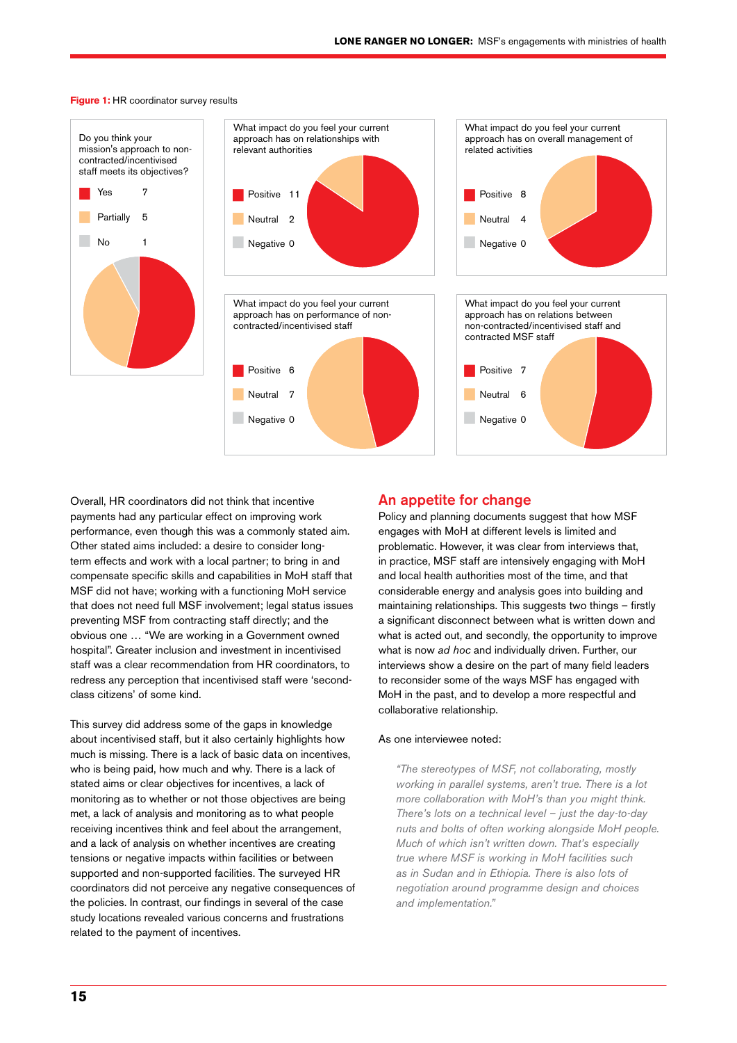**Figure 1:** HR coordinator survey results

| Do you think your mission's approach to non-contracted/incentivised staff meets its objectives? | |
|---|---|
| Yes | 7 |
| Partially | 5 |
| No | 1 |

| What impact do you feel your current approach has on relationships with relevant authorities | |
|---|---|
| Positive | 11 |
| Neutral | 2 |
| Negative | 0 |

| What impact do you feel your current approach has on overall management of related activities | |
|---|---|
| Positive | 8 |
| Neutral | 4 |
| Negative | 0 |

| What impact do you feel your current approach has on performance of non-contracted/incentivised staff | |
|---|---|
| Positive | 6 |
| Neutral | 7 |
| Negative | 0 |

| What impact do you feel your current approach has on relations between non-contracted/incentivised staff and contracted MSF staff | |
|---|---|
| Positive | 7 |
| Neutral | 6 |
| Negative | 0 |

Overall, HR coordinators did not think that incentive payments had any particular effect on improving work performance, even though this was a commonly stated aim. Other stated aims included: a desire to consider long-term effects and work with a local partner; to bring in and compensate specific skills and capabilities in MoH staff that MSF did not have; working with a functioning MoH service that does not need full MSF involvement; legal status issues preventing MSF from contracting staff directly; and the obvious one … "We are working in a Government owned hospital". Greater inclusion and investment in incentivised staff was a clear recommendation from HR coordinators, to redress any perception that incentivised staff were 'second-class citizens' of some kind.

This survey did address some of the gaps in knowledge about incentivised staff, but it also certainly highlights how much is missing. There is a lack of basic data on incentives, who is being paid, how much and why. There is a lack of stated aims or clear objectives for incentives, a lack of monitoring as to whether or not those objectives are being met, a lack of analysis and monitoring as to what people receiving incentives think and feel about the arrangement, and a lack of analysis on whether incentives are creating tensions or negative impacts within facilities or between supported and non-supported facilities. The surveyed HR coordinators did not perceive any negative consequences of the policies. In contrast, our findings in several of the case study locations revealed various concerns and frustrations related to the payment of incentives.

## An appetite for change

Policy and planning documents suggest that how MSF engages with MoH at different levels is limited and problematic. However, it was clear from interviews that, in practice, MSF staff are intensively engaging with MoH and local health authorities most of the time, and that considerable energy and analysis goes into building and maintaining relationships. This suggests two things – firstly a significant disconnect between what is written down and what is acted out, and secondly, the opportunity to improve what is now *ad hoc* and individually driven. Further, our interviews show a desire on the part of many field leaders to reconsider some of the ways MSF has engaged with MoH in the past, and to develop a more respectful and collaborative relationship.

As one interviewee noted:

> *"The stereotypes of MSF, not collaborating, mostly working in parallel systems, aren't true. There is a lot more collaboration with MoH's than you might think. There's lots on a technical level – just the day-to-day nuts and bolts of often working alongside MoH people. Much of which isn't written down. That's especially true where MSF is working in MoH facilities such as in Sudan and in Ethiopia. There is also lots of negotiation around programme design and choices and implementation."*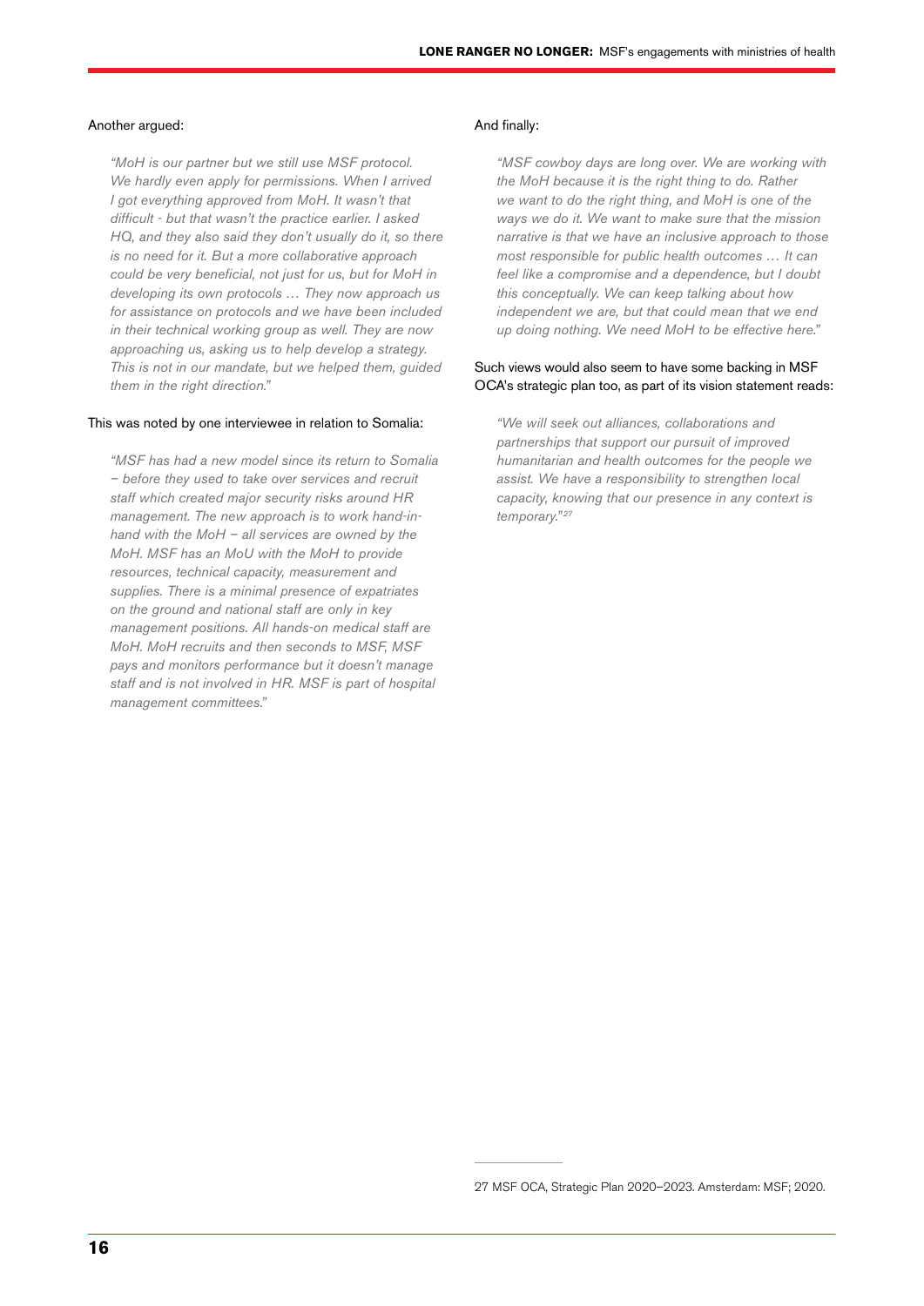Another argued:

> *"MoH is our partner but we still use MSF protocol. We hardly even apply for permissions. When I arrived I got everything approved from MoH. It wasn't that difficult - but that wasn't the practice earlier. I asked HQ, and they also said they don't usually do it, so there is no need for it. But a more collaborative approach could be very beneficial, not just for us, but for MoH in developing its own protocols … They now approach us for assistance on protocols and we have been included in their technical working group as well. They are now approaching us, asking us to help develop a strategy. This is not in our mandate, but we helped them, guided them in the right direction."*

This was noted by one interviewee in relation to Somalia:

> *"MSF has had a new model since its return to Somalia – before they used to take over services and recruit staff which created major security risks around HR management. The new approach is to work hand-in-hand with the MoH – all services are owned by the MoH. MSF has an MoU with the MoH to provide resources, technical capacity, measurement and supplies. There is a minimal presence of expatriates on the ground and national staff are only in key management positions. All hands-on medical staff are MoH. MoH recruits and then seconds to MSF, MSF pays and monitors performance but it doesn't manage staff and is not involved in HR. MSF is part of hospital management committees."*

And finally:

> *"MSF cowboy days are long over. We are working with the MoH because it is the right thing to do. Rather we want to do the right thing, and MoH is one of the ways we do it. We want to make sure that the mission narrative is that we have an inclusive approach to those most responsible for public health outcomes … It can feel like a compromise and a dependence, but I doubt this conceptually. We can keep talking about how independent we are, but that could mean that we end up doing nothing. We need MoH to be effective here."*

Such views would also seem to have some backing in MSF OCA's strategic plan too, as part of its vision statement reads:

> *"We will seek out alliances, collaborations and partnerships that support our pursuit of improved humanitarian and health outcomes for the people we assist. We have a responsibility to strengthen local capacity, knowing that our presence in any context is temporary."*[27]

---

27 MSF OCA, Strategic Plan 2020–2023. Amsterdam: MSF; 2020.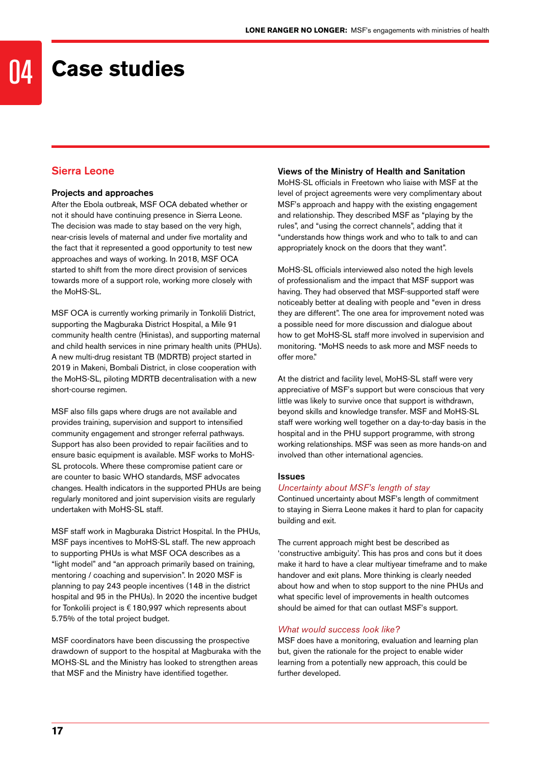# 04 Case studies

## Sierra Leone

### Projects and approaches

After the Ebola outbreak, MSF OCA debated whether or not it should have continuing presence in Sierra Leone. The decision was made to stay based on the very high, near-crisis levels of maternal and under five mortality and the fact that it represented a good opportunity to test new approaches and ways of working. In 2018, MSF OCA started to shift from the more direct provision of services towards more of a support role, working more closely with the MoHS-SL.

MSF OCA is currently working primarily in Tonkolili District, supporting the Magburaka District Hospital, a Mile 91 community health centre (Hinistas), and supporting maternal and child health services in nine primary health units (PHUs). A new multi-drug resistant TB (MDRTB) project started in 2019 in Makeni, Bombali District, in close cooperation with the MoHS-SL, piloting MDRTB decentralisation with a new short-course regimen.

MSF also fills gaps where drugs are not available and provides training, supervision and support to intensified community engagement and stronger referral pathways. Support has also been provided to repair facilities and to ensure basic equipment is available. MSF works to MoHS-SL protocols. Where these compromise patient care or are counter to basic WHO standards, MSF advocates changes. Health indicators in the supported PHUs are being regularly monitored and joint supervision visits are regularly undertaken with MoHS-SL staff.

MSF staff work in Magburaka District Hospital. In the PHUs, MSF pays incentives to MoHS-SL staff. The new approach to supporting PHUs is what MSF OCA describes as a "light model" and "an approach primarily based on training, mentoring / coaching and supervision." In 2020 MSF is planning to pay 243 people incentives (148 in the district hospital and 95 in the PHUs). In 2020 the incentive budget for Tonkolili project is € 180,997 which represents about 5.75% of the total project budget.

MSF coordinators have been discussing the prospective drawdown of support to the hospital at Magburaka with the MOHS-SL and the Ministry has looked to strengthen areas that MSF and the Ministry have identified together.

### Views of the Ministry of Health and Sanitation

MoHS-SL officials in Freetown who liaise with MSF at the level of project agreements were very complimentary about MSF's approach and happy with the existing engagement and relationship. They described MSF as "playing by the rules", and "using the correct channels", adding that it "understands how things work and who to talk to and can appropriately knock on the doors that they want".

MoHS-SL officials interviewed also noted the high levels of professionalism and the impact that MSF support was having. They had observed that MSF-supported staff were noticeably better at dealing with people and "even in dress they are different". The one area for improvement noted was a possible need for more discussion and dialogue about how to get MoHS-SL staff more involved in supervision and monitoring. "MoHS needs to ask more and MSF needs to offer more."

At the district and facility level, MoHS-SL staff were very appreciative of MSF's support but were conscious that very little was likely to survive once that support is withdrawn, beyond skills and knowledge transfer. MSF and MoHS-SL staff were working well together on a day-to-day basis in the hospital and in the PHU support programme, with strong working relationships. MSF was seen as more hands-on and involved than other international agencies.

### Issues

*Uncertainty about MSF's length of stay*

Continued uncertainty about MSF's length of commitment to staying in Sierra Leone makes it hard to plan for capacity building and exit.

The current approach might best be described as 'constructive ambiguity'. This has pros and cons but it does make it hard to have a clear multiyear timeframe and to make handover and exit plans. More thinking is clearly needed about how and when to stop support to the nine PHUs and what specific level of improvements in health outcomes should be aimed for that can outlast MSF's support.

*What would success look like?*

MSF does have a monitoring, evaluation and learning plan but, given the rationale for the project to enable wider learning from a potentially new approach, this could be further developed.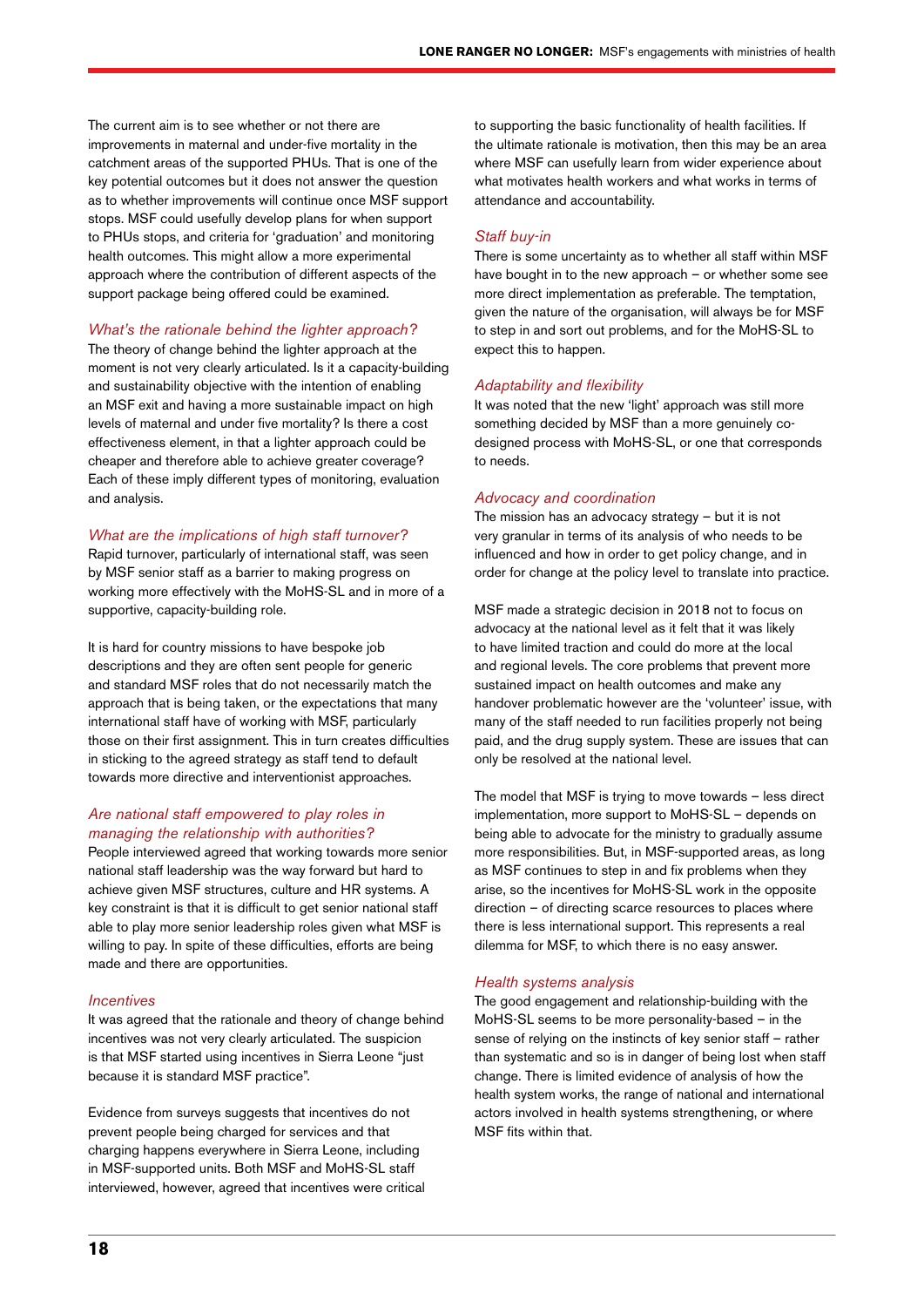The current aim is to see whether or not there are improvements in maternal and under-five mortality in the catchment areas of the supported PHUs. That is one of the key potential outcomes but it does not answer the question as to whether improvements will continue once MSF support stops. MSF could usefully develop plans for when support to PHUs stops, and criteria for 'graduation' and monitoring health outcomes. This might allow a more experimental approach where the contribution of different aspects of the support package being offered could be examined.

### *What's the rationale behind the lighter approach?*

The theory of change behind the lighter approach at the moment is not very clearly articulated. Is it a capacity-building and sustainability objective with the intention of enabling an MSF exit and having a more sustainable impact on high levels of maternal and under five mortality? Is there a cost effectiveness element, in that a lighter approach could be cheaper and therefore able to achieve greater coverage? Each of these imply different types of monitoring, evaluation and analysis.

### *What are the implications of high staff turnover?*

Rapid turnover, particularly of international staff, was seen by MSF senior staff as a barrier to making progress on working more effectively with the MoHS-SL and in more of a supportive, capacity-building role.

It is hard for country missions to have bespoke job descriptions and they are often sent people for generic and standard MSF roles that do not necessarily match the approach that is being taken, or the expectations that many international staff have of working with MSF, particularly those on their first assignment. This in turn creates difficulties in sticking to the agreed strategy as staff tend to default towards more directive and interventionist approaches.

### *Are national staff empowered to play roles in managing the relationship with authorities?*

People interviewed agreed that working towards more senior national staff leadership was the way forward but hard to achieve given MSF structures, culture and HR systems. A key constraint is that it is difficult to get senior national staff able to play more senior leadership roles given what MSF is willing to pay. In spite of these difficulties, efforts are being made and there are opportunities.

### *Incentives*

It was agreed that the rationale and theory of change behind incentives was not very clearly articulated. The suspicion is that MSF started using incentives in Sierra Leone "just because it is standard MSF practice".

Evidence from surveys suggests that incentives do not prevent people being charged for services and that charging happens everywhere in Sierra Leone, including in MSF-supported units. Both MSF and MoHS-SL staff interviewed, however, agreed that incentives were critical to supporting the basic functionality of health facilities. If the ultimate rationale is motivation, then this may be an area where MSF can usefully learn from wider experience about what motivates health workers and what works in terms of attendance and accountability.

### *Staff buy-in*

There is some uncertainty as to whether all staff within MSF have bought in to the new approach – or whether some see more direct implementation as preferable. The temptation, given the nature of the organisation, will always be for MSF to step in and sort out problems, and for the MoHS-SL to expect this to happen.

### *Adaptability and flexibility*

It was noted that the new 'light' approach was still more something decided by MSF than a more genuinely co-designed process with MoHS-SL, or one that corresponds to needs.

### *Advocacy and coordination*

The mission has an advocacy strategy – but it is not very granular in terms of its analysis of who needs to be influenced and how in order to get policy change, and in order for change at the policy level to translate into practice.

MSF made a strategic decision in 2018 not to focus on advocacy at the national level as it felt that it was likely to have limited traction and could do more at the local and regional levels. The core problems that prevent more sustained impact on health outcomes and make any handover problematic however are the 'volunteer' issue, with many of the staff needed to run facilities properly not being paid, and the drug supply system. These are issues that can only be resolved at the national level.

The model that MSF is trying to move towards – less direct implementation, more support to MoHS-SL – depends on being able to advocate for the ministry to gradually assume more responsibilities. But, in MSF-supported areas, as long as MSF continues to step in and fix problems when they arise, so the incentives for MoHS-SL work in the opposite direction – of directing scarce resources to places where there is less international support. This represents a real dilemma for MSF, to which there is no easy answer.

### *Health systems analysis*

The good engagement and relationship-building with the MoHS-SL seems to be more personality-based – in the sense of relying on the instincts of key senior staff – rather than systematic and so is in danger of being lost when staff change. There is limited evidence of analysis of how the health system works, the range of national and international actors involved in health systems strengthening, or where MSF fits within that.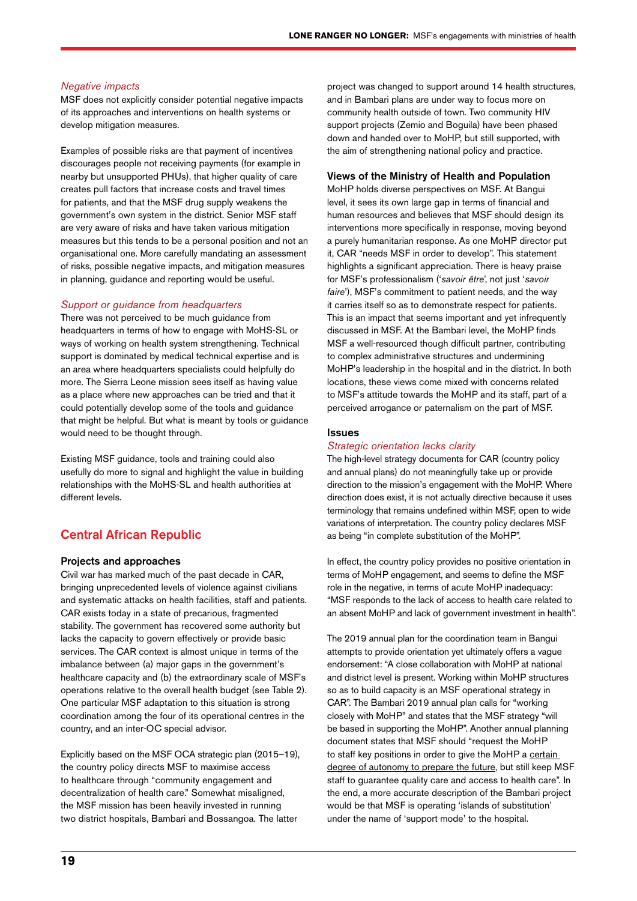### *Negative impacts*

MSF does not explicitly consider potential negative impacts of its approaches and interventions on health systems or develop mitigation measures.

Examples of possible risks are that payment of incentives discourages people not receiving payments (for example in nearby but unsupported PHUs), that higher quality of care creates pull factors that increase costs and travel times for patients, and that the MSF drug supply weakens the government's own system in the district. Senior MSF staff are very aware of risks and have taken various mitigation measures but this tends to be a personal position and not an organisational one. More carefully mandating an assessment of risks, possible negative impacts, and mitigation measures in planning, guidance and reporting would be useful.

### *Support or guidance from headquarters*

There was not perceived to be much guidance from headquarters in terms of how to engage with MoHS-SL or ways of working on health system strengthening. Technical support is dominated by medical technical expertise and is an area where headquarters specialists could helpfully do more. The Sierra Leone mission sees itself as having value as a place where new approaches can be tried and that it could potentially develop some of the tools and guidance that might be helpful. But what is meant by tools or guidance would need to be thought through.

Existing MSF guidance, tools and training could also usefully do more to signal and highlight the value in building relationships with the MoHS-SL and health authorities at different levels.

## Central African Republic

### Projects and approaches

Civil war has marked much of the past decade in CAR, bringing unprecedented levels of violence against civilians and systematic attacks on health facilities, staff and patients. CAR exists today in a state of precarious, fragmented stability. The government has recovered some authority but lacks the capacity to govern effectively or provide basic services. The CAR context is almost unique in terms of the imbalance between (a) major gaps in the government's healthcare capacity and (b) the extraordinary scale of MSF's operations relative to the overall health budget (see Table 2). One particular MSF adaptation to this situation is strong coordination among the four of its operational centres in the country, and an inter-OC special advisor.

Explicitly based on the MSF OCA strategic plan (2015–19), the country policy directs MSF to maximise access to healthcare through "community engagement and decentralization of health care." Somewhat misaligned, the MSF mission has been heavily invested in running two district hospitals, Bambari and Bossangoa. The latter project was changed to support around 14 health structures, and in Bambari plans are under way to focus more on community health outside of town. Two community HIV support projects (Zemio and Boguila) have been phased down and handed over to MoHP, but still supported, with the aim of strengthening national policy and practice.

### Views of the Ministry of Health and Population

MoHP holds diverse perspectives on MSF. At Bangui level, it sees its own large gap in terms of financial and human resources and believes that MSF should design its interventions more specifically in response, moving beyond a purely humanitarian response. As one MoHP director put it, CAR "needs MSF in order to develop". This statement highlights a significant appreciation. There is heavy praise for MSF's professionalism ('*savoir être*', not just '*savoir faire*'), MSF's commitment to patient needs, and the way it carries itself so as to demonstrate respect for patients. This is an impact that seems important and yet infrequently discussed in MSF. At the Bambari level, the MoHP finds MSF a well-resourced though difficult partner, contributing to complex administrative structures and undermining MoHP's leadership in the hospital and in the district. In both locations, these views come mixed with concerns related to MSF's attitude towards the MoHP and its staff, part of a perceived arrogance or paternalism on the part of MSF.

### Issues

### *Strategic orientation lacks clarity*

The high-level strategy documents for CAR (country policy and annual plans) do not meaningfully take up or provide direction to the mission's engagement with the MoHP. Where direction does exist, it is not actually directive because it uses terminology that remains undefined within MSF, open to wide variations of interpretation. The country policy declares MSF as being "in complete substitution of the MoHP".

In effect, the country policy provides no positive orientation in terms of MoHP engagement, and seems to define the MSF role in the negative, in terms of acute MoHP inadequacy: "MSF responds to the lack of access to health care related to an absent MoHP and lack of government investment in health".

The 2019 annual plan for the coordination team in Bangui attempts to provide orientation yet ultimately offers a vague endorsement: "A close collaboration with MoHP at national and district level is present. Working within MoHP structures so as to build capacity is an MSF operational strategy in CAR". The Bambari 2019 annual plan calls for "working closely with MoHP" and states that the MSF strategy "will be based in supporting the MoHP". Another annual planning document states that MSF should "request the MoHP to staff key positions in order to give the MoHP a certain degree of autonomy to prepare the future, but still keep MSF staff to guarantee quality care and access to health care". In the end, a more accurate description of the Bambari project would be that MSF is operating 'islands of substitution' under the name of 'support mode' to the hospital.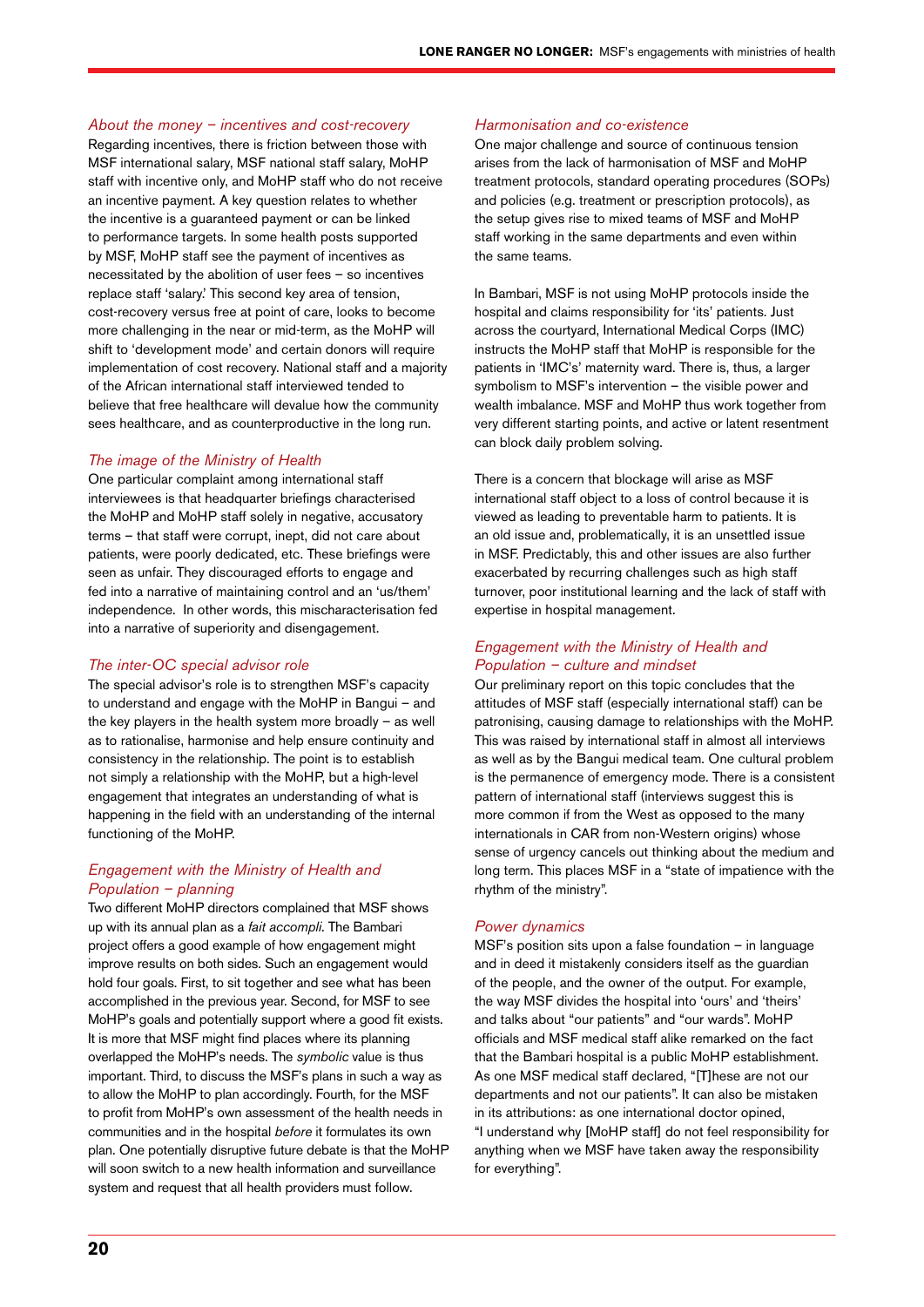### *About the money – incentives and cost-recovery*

Regarding incentives, there is friction between those with MSF international salary, MSF national staff salary, MoHP staff with incentive only, and MoHP staff who do not receive an incentive payment. A key question relates to whether the incentive is a guaranteed payment or can be linked to performance targets. In some health posts supported by MSF, MoHP staff see the payment of incentives as necessitated by the abolition of user fees – so incentives replace staff 'salary.' This second key area of tension, cost-recovery versus free at point of care, looks to become more challenging in the near or mid-term, as the MoHP will shift to 'development mode' and certain donors will require implementation of cost recovery. National staff and a majority of the African international staff interviewed tended to believe that free healthcare will devalue how the community sees healthcare, and as counterproductive in the long run.

### *The image of the Ministry of Health*

One particular complaint among international staff interviewees is that headquarter briefings characterised the MoHP and MoHP staff solely in negative, accusatory terms – that staff were corrupt, inept, did not care about patients, were poorly dedicated, etc. These briefings were seen as unfair. They discouraged efforts to engage and fed into a narrative of maintaining control and an 'us/them' independence. In other words, this mischaracterisation fed into a narrative of superiority and disengagement.

### *The inter-OC special advisor role*

The special advisor's role is to strengthen MSF's capacity to understand and engage with the MoHP in Bangui – and the key players in the health system more broadly – as well as to rationalise, harmonise and help ensure continuity and consistency in the relationship. The point is to establish not simply a relationship with the MoHP, but a high-level engagement that integrates an understanding of what is happening in the field with an understanding of the internal functioning of the MoHP.

### *Engagement with the Ministry of Health and Population – planning*

Two different MoHP directors complained that MSF shows up with its annual plan as a *fait accompli*. The Bambari project offers a good example of how engagement might improve results on both sides. Such an engagement would hold four goals. First, to sit together and see what has been accomplished in the previous year. Second, for MSF to see MoHP's goals and potentially support where a good fit exists. It is more that MSF might find places where its planning overlapped the MoHP's needs. The *symbolic* value is thus important. Third, to discuss the MSF's plans in such a way as to allow the MoHP to plan accordingly. Fourth, for the MSF to profit from MoHP's own assessment of the health needs in communities and in the hospital *before* it formulates its own plan. One potentially disruptive future debate is that the MoHP will soon switch to a new health information and surveillance system and request that all health providers must follow.

### *Harmonisation and co-existence*

One major challenge and source of continuous tension arises from the lack of harmonisation of MSF and MoHP treatment protocols, standard operating procedures (SOPs) and policies (e.g. treatment or prescription protocols), as the setup gives rise to mixed teams of MSF and MoHP staff working in the same departments and even within the same teams.

In Bambari, MSF is not using MoHP protocols inside the hospital and claims responsibility for 'its' patients. Just across the courtyard, International Medical Corps (IMC) instructs the MoHP staff that MoHP is responsible for the patients in 'IMC's' maternity ward. There is, thus, a larger symbolism to MSF's intervention – the visible power and wealth imbalance. MSF and MoHP thus work together from very different starting points, and active or latent resentment can block daily problem solving.

There is a concern that blockage will arise as MSF international staff object to a loss of control because it is viewed as leading to preventable harm to patients. It is an old issue and, problematically, it is an unsettled issue in MSF. Predictably, this and other issues are also further exacerbated by recurring challenges such as high staff turnover, poor institutional learning and the lack of staff with expertise in hospital management.

### *Engagement with the Ministry of Health and Population – culture and mindset*

Our preliminary report on this topic concludes that the attitudes of MSF staff (especially international staff) can be patronising, causing damage to relationships with the MoHP. This was raised by international staff in almost all interviews as well as by the Bangui medical team. One cultural problem is the permanence of emergency mode. There is a consistent pattern of international staff (interviews suggest this is more common if from the West as opposed to the many internationals in CAR from non-Western origins) whose sense of urgency cancels out thinking about the medium and long term. This places MSF in a "state of impatience with the rhythm of the ministry".

### *Power dynamics*

MSF's position sits upon a false foundation – in language and in deed it mistakenly considers itself as the guardian of the people, and the owner of the output. For example, the way MSF divides the hospital into 'ours' and 'theirs' and talks about "our patients" and "our wards". MoHP officials and MSF medical staff alike remarked on the fact that the Bambari hospital is a public MoHP establishment. As one MSF medical staff declared, "[T]hese are not our departments and not our patients". It can also be mistaken in its attributions: as one international doctor opined, "I understand why [MoHP staff] do not feel responsibility for anything when we MSF have taken away the responsibility for everything".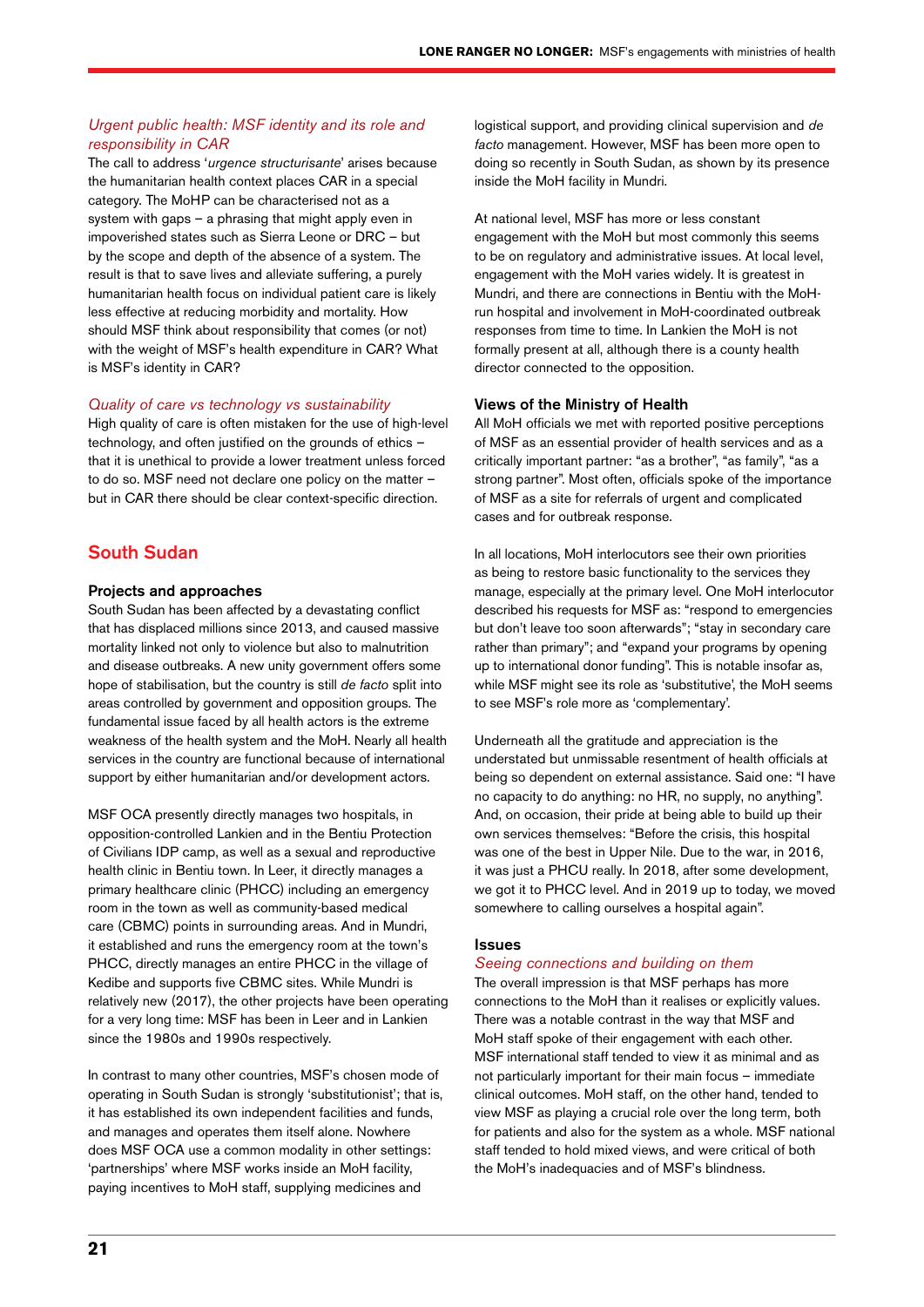### *Urgent public health: MSF identity and its role and responsibility in CAR*

The call to address '*urgence structurisante*' arises because the humanitarian health context places CAR in a special category. The MoHP can be characterised not as a system with gaps – a phrasing that might apply even in impoverished states such as Sierra Leone or DRC – but by the scope and depth of the absence of a system. The result is that to save lives and alleviate suffering, a purely humanitarian health focus on individual patient care is likely less effective at reducing morbidity and mortality. How should MSF think about responsibility that comes (or not) with the weight of MSF's health expenditure in CAR? What is MSF's identity in CAR?

### *Quality of care vs technology vs sustainability*

High quality of care is often mistaken for the use of high-level technology, and often justified on the grounds of ethics – that it is unethical to provide a lower treatment unless forced to do so. MSF need not declare one policy on the matter – but in CAR there should be clear context-specific direction.

## South Sudan

### Projects and approaches

South Sudan has been affected by a devastating conflict that has displaced millions since 2013, and caused massive mortality linked not only to violence but also to malnutrition and disease outbreaks. A new unity government offers some hope of stabilisation, but the country is still *de facto* split into areas controlled by government and opposition groups. The fundamental issue faced by all health actors is the extreme weakness of the health system and the MoH. Nearly all health services in the country are functional because of international support by either humanitarian and/or development actors.

MSF OCA presently directly manages two hospitals, in opposition-controlled Lankien and in the Bentiu Protection of Civilians IDP camp, as well as a sexual and reproductive health clinic in Bentiu town. In Leer, it directly manages a primary healthcare clinic (PHCC) including an emergency room in the town as well as community-based medical care (CBMC) points in surrounding areas. And in Mundri, it established and runs the emergency room at the town's PHCC, directly manages an entire PHCC in the village of Kedibe and supports five CBMC sites. While Mundri is relatively new (2017), the other projects have been operating for a very long time: MSF has been in Leer and in Lankien since the 1980s and 1990s respectively.

In contrast to many other countries, MSF's chosen mode of operating in South Sudan is strongly 'substitutionist'; that is, it has established its own independent facilities and funds, and manages and operates them itself alone. Nowhere does MSF OCA use a common modality in other settings: 'partnerships' where MSF works inside an MoH facility, paying incentives to MoH staff, supplying medicines and logistical support, and providing clinical supervision and *de facto* management. However, MSF has been more open to doing so recently in South Sudan, as shown by its presence inside the MoH facility in Mundri.

At national level, MSF has more or less constant engagement with the MoH but most commonly this seems to be on regulatory and administrative issues. At local level, engagement with the MoH varies widely. It is greatest in Mundri, and there are connections in Bentiu with the MoH-run hospital and involvement in MoH-coordinated outbreak responses from time to time. In Lankien the MoH is not formally present at all, although there is a county health director connected to the opposition.

### Views of the Ministry of Health

All MoH officials we met with reported positive perceptions of MSF as an essential provider of health services and as a critically important partner: "as a brother", "as family", "as a strong partner". Most often, officials spoke of the importance of MSF as a site for referrals of urgent and complicated cases and for outbreak response.

In all locations, MoH interlocutors see their own priorities as being to restore basic functionality to the services they manage, especially at the primary level. One MoH interlocutor described his requests for MSF as: "respond to emergencies but don't leave too soon afterwards"; "stay in secondary care rather than primary"; and "expand your programs by opening up to international donor funding". This is notable insofar as, while MSF might see its role as 'substitutive', the MoH seems to see MSF's role more as 'complementary'.

Underneath all the gratitude and appreciation is the understated but unmissable resentment of health officials at being so dependent on external assistance. Said one: "I have no capacity to do anything: no HR, no supply, no anything". And, on occasion, their pride at being able to build up their own services themselves: "Before the crisis, this hospital was one of the best in Upper Nile. Due to the war, in 2016, it was just a PHCU really. In 2018, after some development, we got it to PHCC level. And in 2019 up to today, we moved somewhere to calling ourselves a hospital again".

### Issues

#### *Seeing connections and building on them*

The overall impression is that MSF perhaps has more connections to the MoH than it realises or explicitly values. There was a notable contrast in the way that MSF and MoH staff spoke of their engagement with each other. MSF international staff tended to view it as minimal and as not particularly important for their main focus – immediate clinical outcomes. MoH staff, on the other hand, tended to view MSF as playing a crucial role over the long term, both for patients and also for the system as a whole. MSF national staff tended to hold mixed views, and were critical of both the MoH's inadequacies and of MSF's blindness.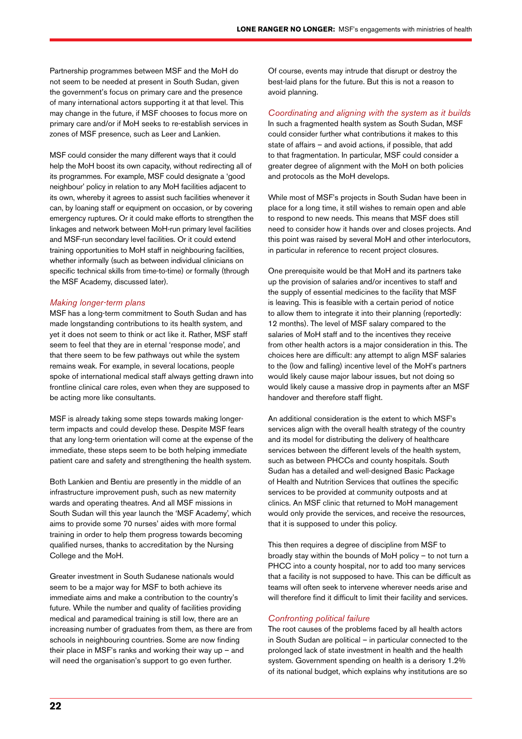Partnership programmes between MSF and the MoH do not seem to be needed at present in South Sudan, given the government's focus on primary care and the presence of many international actors supporting it at that level. This may change in the future, if MSF chooses to focus more on primary care and/or if MoH seeks to re-establish services in zones of MSF presence, such as Leer and Lankien.

MSF could consider the many different ways that it could help the MoH boost its own capacity, without redirecting all of its programmes. For example, MSF could designate a 'good neighbour' policy in relation to any MoH facilities adjacent to its own, whereby it agrees to assist such facilities whenever it can, by loaning staff or equipment on occasion, or by covering emergency ruptures. Or it could make efforts to strengthen the linkages and network between MoH-run primary level facilities and MSF-run secondary level facilities. Or it could extend training opportunities to MoH staff in neighbouring facilities, whether informally (such as between individual clinicians on specific technical skills from time-to-time) or formally (through the MSF Academy, discussed later).

### *Making longer-term plans*

MSF has a long-term commitment to South Sudan and has made longstanding contributions to its health system, and yet it does not seem to think or act like it. Rather, MSF staff seem to feel that they are in eternal 'response mode', and that there seem to be few pathways out while the system remains weak. For example, in several locations, people spoke of international medical staff always getting drawn into frontline clinical care roles, even when they are supposed to be acting more like consultants.

MSF is already taking some steps towards making longer-term impacts and could develop these. Despite MSF fears that any long-term orientation will come at the expense of the immediate, these steps seem to be both helping immediate patient care and safety and strengthening the health system.

Both Lankien and Bentiu are presently in the middle of an infrastructure improvement push, such as new maternity wards and operating theatres. And all MSF missions in South Sudan will this year launch the 'MSF Academy', which aims to provide some 70 nurses' aides with more formal training in order to help them progress towards becoming qualified nurses, thanks to accreditation by the Nursing College and the MoH.

Greater investment in South Sudanese nationals would seem to be a major way for MSF to both achieve its immediate aims and make a contribution to the country's future. While the number and quality of facilities providing medical and paramedical training is still low, there are an increasing number of graduates from them, as there are from schools in neighbouring countries. Some are now finding their place in MSF's ranks and working their way up – and will need the organisation's support to go even further.

Of course, events may intrude that disrupt or destroy the best-laid plans for the future. But this is not a reason to avoid planning.

### *Coordinating and aligning with the system as it builds*

In such a fragmented health system as South Sudan, MSF could consider further what contributions it makes to this state of affairs – and avoid actions, if possible, that add to that fragmentation. In particular, MSF could consider a greater degree of alignment with the MoH on both policies and protocols as the MoH develops.

While most of MSF's projects in South Sudan have been in place for a long time, it still wishes to remain open and able to respond to new needs. This means that MSF does still need to consider how it hands over and closes projects. And this point was raised by several MoH and other interlocutors, in particular in reference to recent project closures.

One prerequisite would be that MoH and its partners take up the provision of salaries and/or incentives to staff and the supply of essential medicines to the facility that MSF is leaving. This is feasible with a certain period of notice to allow them to integrate it into their planning (reportedly: 12 months). The level of MSF salary compared to the salaries of MoH staff and to the incentives they receive from other health actors is a major consideration in this. The choices here are difficult: any attempt to align MSF salaries to the (low and falling) incentive level of the MoH's partners would likely cause major labour issues, but not doing so would likely cause a massive drop in payments after an MSF handover and therefore staff flight.

An additional consideration is the extent to which MSF's services align with the overall health strategy of the country and its model for distributing the delivery of healthcare services between the different levels of the health system, such as between PHCCs and county hospitals. South Sudan has a detailed and well-designed Basic Package of Health and Nutrition Services that outlines the specific services to be provided at community outposts and at clinics. An MSF clinic that returned to MoH management would only provide the services, and receive the resources, that it is supposed to under this policy.

This then requires a degree of discipline from MSF to broadly stay within the bounds of MoH policy – to not turn a PHCC into a county hospital, nor to add too many services that a facility is not supposed to have. This can be difficult as teams will often seek to intervene wherever needs arise and will therefore find it difficult to limit their facility and services.

### *Confronting political failure*

The root causes of the problems faced by all health actors in South Sudan are political – in particular connected to the prolonged lack of state investment in health and the health system. Government spending on health is a derisory 1.2% of its national budget, which explains why institutions are so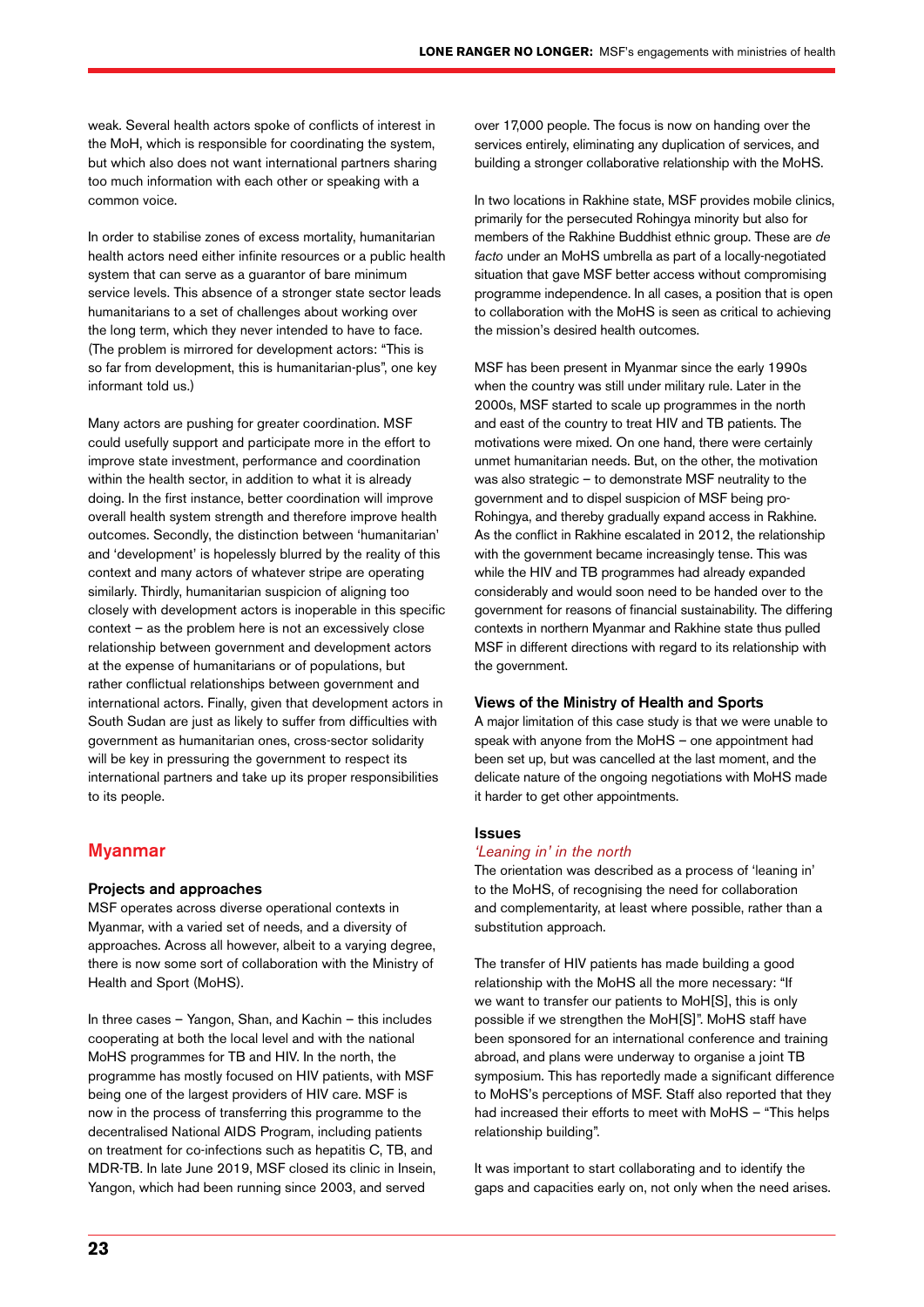weak. Several health actors spoke of conflicts of interest in the MoH, which is responsible for coordinating the system, but which also does not want international partners sharing too much information with each other or speaking with a common voice.

In order to stabilise zones of excess mortality, humanitarian health actors need either infinite resources or a public health system that can serve as a guarantor of bare minimum service levels. This absence of a stronger state sector leads humanitarians to a set of challenges about working over the long term, which they never intended to have to face. (The problem is mirrored for development actors: "This is so far from development, this is humanitarian-plus", one key informant told us.)

Many actors are pushing for greater coordination. MSF could usefully support and participate more in the effort to improve state investment, performance and coordination within the health sector, in addition to what it is already doing. In the first instance, better coordination will improve overall health system strength and therefore improve health outcomes. Secondly, the distinction between 'humanitarian' and 'development' is hopelessly blurred by the reality of this context and many actors of whatever stripe are operating similarly. Thirdly, humanitarian suspicion of aligning too closely with development actors is inoperable in this specific context – as the problem here is not an excessively close relationship between government and development actors at the expense of humanitarians or of populations, but rather conflictual relationships between government and international actors. Finally, given that development actors in South Sudan are just as likely to suffer from difficulties with government as humanitarian ones, cross-sector solidarity will be key in pressuring the government to respect its international partners and take up its proper responsibilities to its people.

## Myanmar

### Projects and approaches

MSF operates across diverse operational contexts in Myanmar, with a varied set of needs, and a diversity of approaches. Across all however, albeit to a varying degree, there is now some sort of collaboration with the Ministry of Health and Sport (MoHS).

In three cases – Yangon, Shan, and Kachin – this includes cooperating at both the local level and with the national MoHS programmes for TB and HIV. In the north, the programme has mostly focused on HIV patients, with MSF being one of the largest providers of HIV care. MSF is now in the process of transferring this programme to the decentralised National AIDS Program, including patients on treatment for co-infections such as hepatitis C, TB, and MDR-TB. In late June 2019, MSF closed its clinic in Insein, Yangon, which had been running since 2003, and served over 17,000 people. The focus is now on handing over the services entirely, eliminating any duplication of services, and building a stronger collaborative relationship with the MoHS.

In two locations in Rakhine state, MSF provides mobile clinics, primarily for the persecuted Rohingya minority but also for members of the Rakhine Buddhist ethnic group. These are *de facto* under an MoHS umbrella as part of a locally-negotiated situation that gave MSF better access without compromising programme independence. In all cases, a position that is open to collaboration with the MoHS is seen as critical to achieving the mission's desired health outcomes.

MSF has been present in Myanmar since the early 1990s when the country was still under military rule. Later in the 2000s, MSF started to scale up programmes in the north and east of the country to treat HIV and TB patients. The motivations were mixed. On one hand, there were certainly unmet humanitarian needs. But, on the other, the motivation was also strategic – to demonstrate MSF neutrality to the government and to dispel suspicion of MSF being pro-Rohingya, and thereby gradually expand access in Rakhine. As the conflict in Rakhine escalated in 2012, the relationship with the government became increasingly tense. This was while the HIV and TB programmes had already expanded considerably and would soon need to be handed over to the government for reasons of financial sustainability. The differing contexts in northern Myanmar and Rakhine state thus pulled MSF in different directions with regard to its relationship with the government.

### Views of the Ministry of Health and Sports

A major limitation of this case study is that we were unable to speak with anyone from the MoHS – one appointment had been set up, but was cancelled at the last moment, and the delicate nature of the ongoing negotiations with MoHS made it harder to get other appointments.

### Issues

#### *'Leaning in' in the north*

The orientation was described as a process of 'leaning in' to the MoHS, of recognising the need for collaboration and complementarity, at least where possible, rather than a substitution approach.

The transfer of HIV patients has made building a good relationship with the MoHS all the more necessary: "If we want to transfer our patients to MoH[S], this is only possible if we strengthen the MoH[S]". MoHS staff have been sponsored for an international conference and training abroad, and plans were underway to organise a joint TB symposium. This has reportedly made a significant difference to MoHS's perceptions of MSF. Staff also reported that they had increased their efforts to meet with MoHS – "This helps relationship building".

It was important to start collaborating and to identify the gaps and capacities early on, not only when the need arises.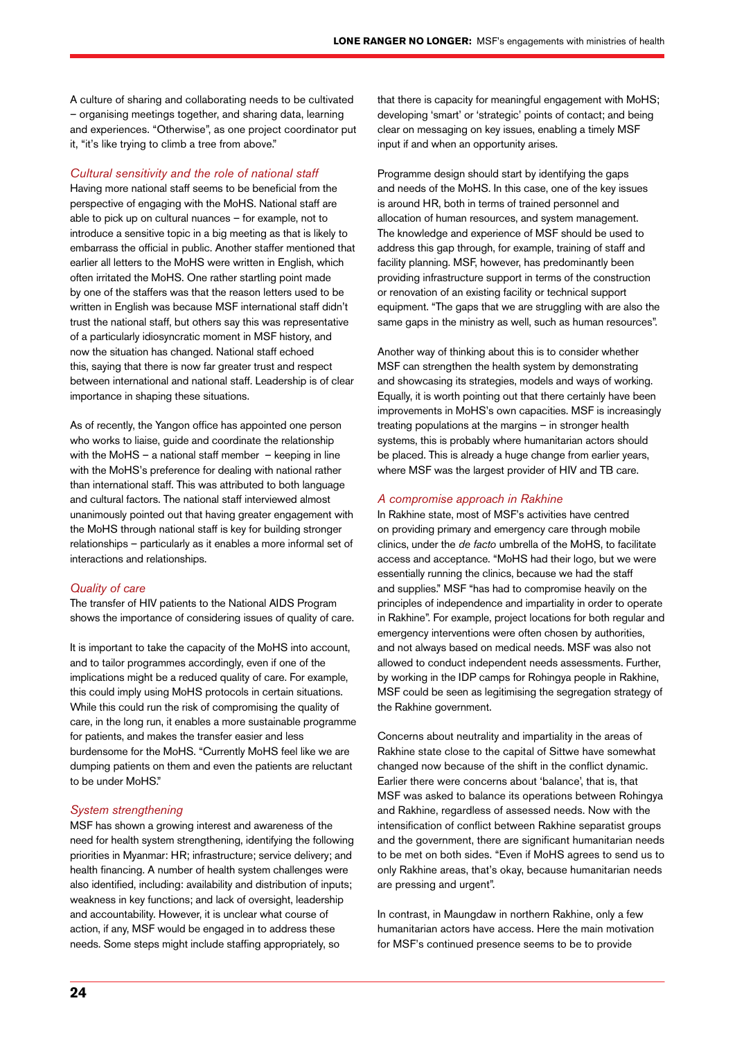A culture of sharing and collaborating needs to be cultivated – organising meetings together, and sharing data, learning and experiences. "Otherwise", as one project coordinator put it, "it's like trying to climb a tree from above."

### *Cultural sensitivity and the role of national staff*

Having more national staff seems to be beneficial from the perspective of engaging with the MoHS. National staff are able to pick up on cultural nuances – for example, not to introduce a sensitive topic in a big meeting as that is likely to embarrass the official in public. Another staffer mentioned that earlier all letters to the MoHS were written in English, which often irritated the MoHS. One rather startling point made by one of the staffers was that the reason letters used to be written in English was because MSF international staff didn't trust the national staff, but others say this was representative of a particularly idiosyncratic moment in MSF history, and now the situation has changed. National staff echoed this, saying that there is now far greater trust and respect between international and national staff. Leadership is of clear importance in shaping these situations.

As of recently, the Yangon office has appointed one person who works to liaise, guide and coordinate the relationship with the MoHS – a national staff member – keeping in line with the MoHS's preference for dealing with national rather than international staff. This was attributed to both language and cultural factors. The national staff interviewed almost unanimously pointed out that having greater engagement with the MoHS through national staff is key for building stronger relationships – particularly as it enables a more informal set of interactions and relationships.

### *Quality of care*

The transfer of HIV patients to the National AIDS Program shows the importance of considering issues of quality of care.

It is important to take the capacity of the MoHS into account, and to tailor programmes accordingly, even if one of the implications might be a reduced quality of care. For example, this could imply using MoHS protocols in certain situations. While this could run the risk of compromising the quality of care, in the long run, it enables a more sustainable programme for patients, and makes the transfer easier and less burdensome for the MoHS. "Currently MoHS feel like we are dumping patients on them and even the patients are reluctant to be under MoHS."

### *System strengthening*

MSF has shown a growing interest and awareness of the need for health system strengthening, identifying the following priorities in Myanmar: HR; infrastructure; service delivery; and health financing. A number of health system challenges were also identified, including: availability and distribution of inputs; weakness in key functions; and lack of oversight, leadership and accountability. However, it is unclear what course of action, if any, MSF would be engaged in to address these needs. Some steps might include staffing appropriately, so that there is capacity for meaningful engagement with MoHS; developing 'smart' or 'strategic' points of contact; and being clear on messaging on key issues, enabling a timely MSF input if and when an opportunity arises.

Programme design should start by identifying the gaps and needs of the MoHS. In this case, one of the key issues is around HR, both in terms of trained personnel and allocation of human resources, and system management. The knowledge and experience of MSF should be used to address this gap through, for example, training of staff and facility planning. MSF, however, has predominantly been providing infrastructure support in terms of the construction or renovation of an existing facility or technical support equipment. "The gaps that we are struggling with are also the same gaps in the ministry as well, such as human resources".

Another way of thinking about this is to consider whether MSF can strengthen the health system by demonstrating and showcasing its strategies, models and ways of working. Equally, it is worth pointing out that there certainly have been improvements in MoHS's own capacities. MSF is increasingly treating populations at the margins – in stronger health systems, this is probably where humanitarian actors should be placed. This is already a huge change from earlier years, where MSF was the largest provider of HIV and TB care.

### *A compromise approach in Rakhine*

In Rakhine state, most of MSF's activities have centred on providing primary and emergency care through mobile clinics, under the *de facto* umbrella of the MoHS, to facilitate access and acceptance. "MoHS had their logo, but we were essentially running the clinics, because we had the staff and supplies." MSF "has had to compromise heavily on the principles of independence and impartiality in order to operate in Rakhine". For example, project locations for both regular and emergency interventions were often chosen by authorities, and not always based on medical needs. MSF was also not allowed to conduct independent needs assessments. Further, by working in the IDP camps for Rohingya people in Rakhine, MSF could be seen as legitimising the segregation strategy of the Rakhine government.

Concerns about neutrality and impartiality in the areas of Rakhine state close to the capital of Sittwe have somewhat changed now because of the shift in the conflict dynamic. Earlier there were concerns about 'balance', that is, that MSF was asked to balance its operations between Rohingya and Rakhine, regardless of assessed needs. Now with the intensification of conflict between Rakhine separatist groups and the government, there are significant humanitarian needs to be met on both sides. "Even if MoHS agrees to send us to only Rakhine areas, that's okay, because humanitarian needs are pressing and urgent".

In contrast, in Maungdaw in northern Rakhine, only a few humanitarian actors have access. Here the main motivation for MSF's continued presence seems to be to provide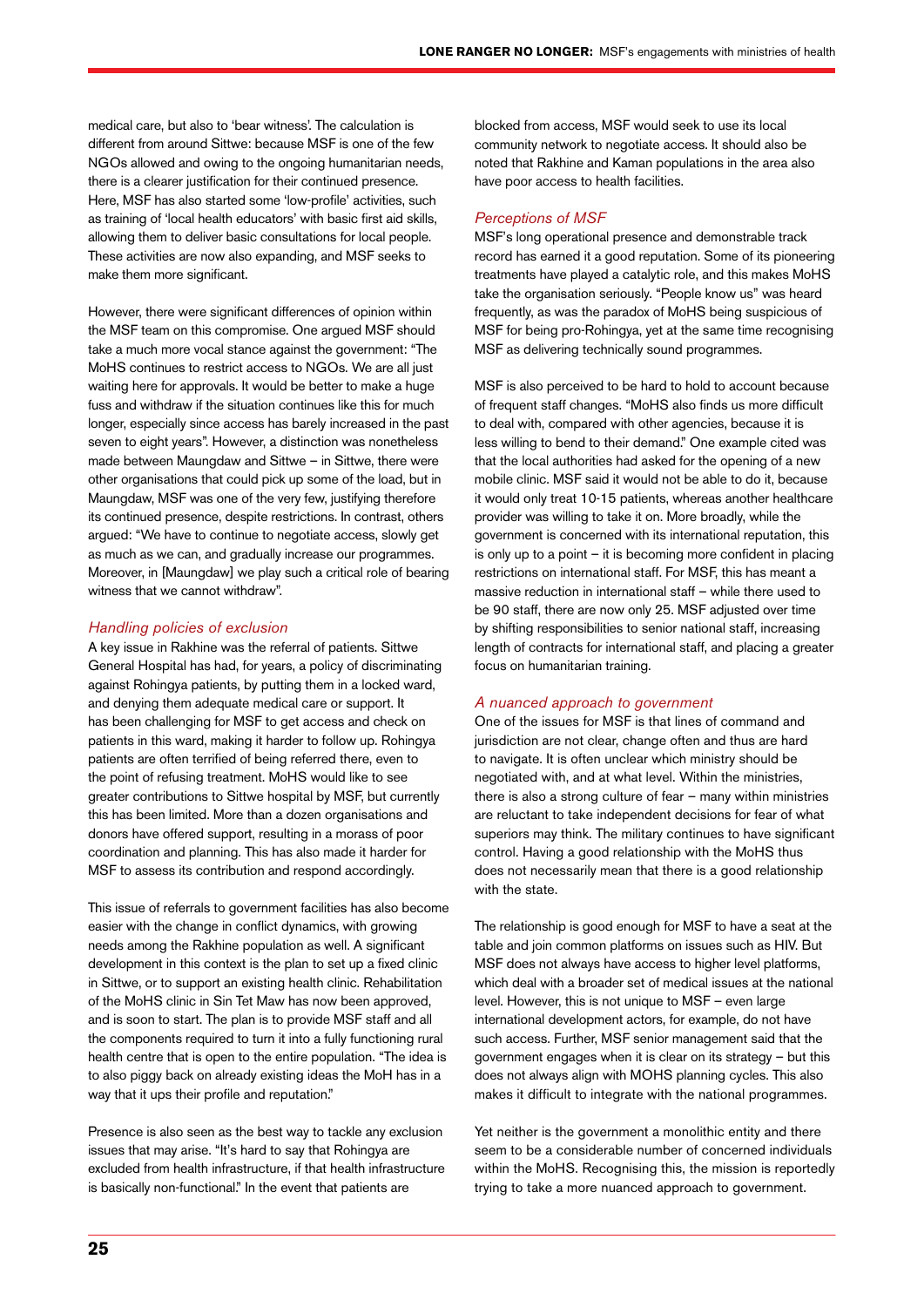medical care, but also to 'bear witness'. The calculation is different from around Sittwe: because MSF is one of the few NGOs allowed and owing to the ongoing humanitarian needs, there is a clearer justification for their continued presence. Here, MSF has also started some 'low-profile' activities, such as training of 'local health educators' with basic first aid skills, allowing them to deliver basic consultations for local people. These activities are now also expanding, and MSF seeks to make them more significant.

However, there were significant differences of opinion within the MSF team on this compromise. One argued MSF should take a much more vocal stance against the government: "The MoHS continues to restrict access to NGOs. We are all just waiting here for approvals. It would be better to make a huge fuss and withdraw if the situation continues like this for much longer, especially since access has barely increased in the past seven to eight years". However, a distinction was nonetheless made between Maungdaw and Sittwe – in Sittwe, there were other organisations that could pick up some of the load, but in Maungdaw, MSF was one of the very few, justifying therefore its continued presence, despite restrictions. In contrast, others argued: "We have to continue to negotiate access, slowly get as much as we can, and gradually increase our programmes. Moreover, in [Maungdaw] we play such a critical role of bearing witness that we cannot withdraw".

### *Handling policies of exclusion*

A key issue in Rakhine was the referral of patients. Sittwe General Hospital has had, for years, a policy of discriminating against Rohingya patients, by putting them in a locked ward, and denying them adequate medical care or support. It has been challenging for MSF to get access and check on patients in this ward, making it harder to follow up. Rohingya patients are often terrified of being referred there, even to the point of refusing treatment. MoHS would like to see greater contributions to Sittwe hospital by MSF, but currently this has been limited. More than a dozen organisations and donors have offered support, resulting in a morass of poor coordination and planning. This has also made it harder for MSF to assess its contribution and respond accordingly.

This issue of referrals to government facilities has also become easier with the change in conflict dynamics, with growing needs among the Rakhine population as well. A significant development in this context is the plan to set up a fixed clinic in Sittwe, or to support an existing health clinic. Rehabilitation of the MoHS clinic in Sin Tet Maw has now been approved, and is soon to start. The plan is to provide MSF staff and all the components required to turn it into a fully functioning rural health centre that is open to the entire population. "The idea is to also piggy back on already existing ideas the MoH has in a way that it ups their profile and reputation."

Presence is also seen as the best way to tackle any exclusion issues that may arise. "It's hard to say that Rohingya are excluded from health infrastructure, if that health infrastructure is basically non-functional." In the event that patients are blocked from access, MSF would seek to use its local community network to negotiate access. It should also be noted that Rakhine and Kaman populations in the area also have poor access to health facilities.

### *Perceptions of MSF*

MSF's long operational presence and demonstrable track record has earned it a good reputation. Some of its pioneering treatments have played a catalytic role, and this makes MoHS take the organisation seriously. "People know us" was heard frequently, as was the paradox of MoHS being suspicious of MSF for being pro-Rohingya, yet at the same time recognising MSF as delivering technically sound programmes.

MSF is also perceived to be hard to hold to account because of frequent staff changes. "MoHS also finds us more difficult to deal with, compared with other agencies, because it is less willing to bend to their demand." One example cited was that the local authorities had asked for the opening of a new mobile clinic. MSF said it would not be able to do it, because it would only treat 10-15 patients, whereas another healthcare provider was willing to take it on. More broadly, while the government is concerned with its international reputation, this is only up to a point – it is becoming more confident in placing restrictions on international staff. For MSF, this has meant a massive reduction in international staff – while there used to be 90 staff, there are now only 25. MSF adjusted over time by shifting responsibilities to senior national staff, increasing length of contracts for international staff, and placing a greater focus on humanitarian training.

### *A nuanced approach to government*

One of the issues for MSF is that lines of command and jurisdiction are not clear, change often and thus are hard to navigate. It is often unclear which ministry should be negotiated with, and at what level. Within the ministries, there is also a strong culture of fear – many within ministries are reluctant to take independent decisions for fear of what superiors may think. The military continues to have significant control. Having a good relationship with the MoHS thus does not necessarily mean that there is a good relationship with the state.

The relationship is good enough for MSF to have a seat at the table and join common platforms on issues such as HIV. But MSF does not always have access to higher level platforms, which deal with a broader set of medical issues at the national level. However, this is not unique to MSF – even large international development actors, for example, do not have such access. Further, MSF senior management said that the government engages when it is clear on its strategy – but this does not always align with MOHS planning cycles. This also makes it difficult to integrate with the national programmes.

Yet neither is the government a monolithic entity and there seem to be a considerable number of concerned individuals within the MoHS. Recognising this, the mission is reportedly trying to take a more nuanced approach to government.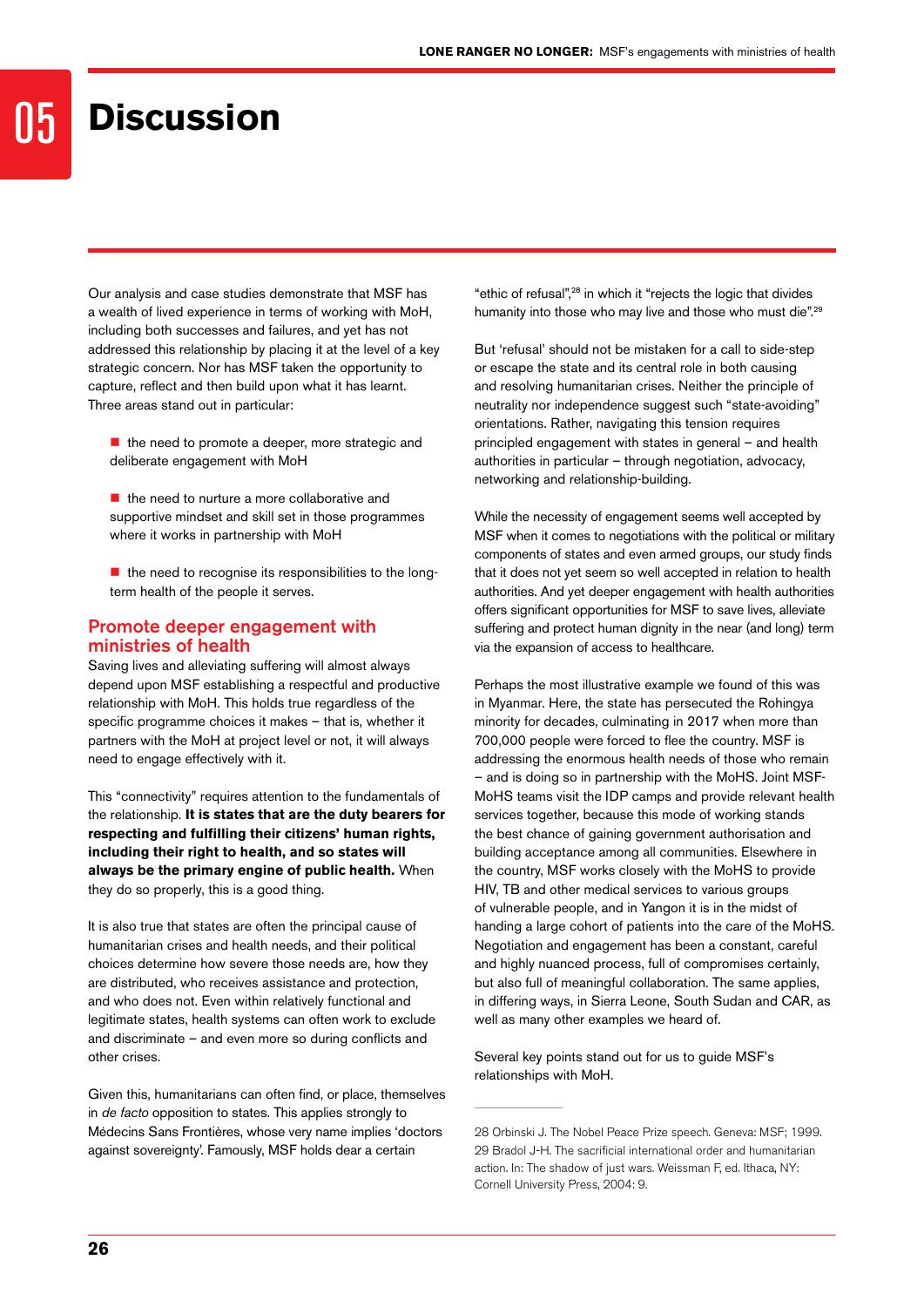# 05 Discussion

Our analysis and case studies demonstrate that MSF has a wealth of lived experience in terms of working with MoH, including both successes and failures, and yet has not addressed this relationship by placing it at the level of a key strategic concern. Nor has MSF taken the opportunity to capture, reflect and then build upon what it has learnt. Three areas stand out in particular:

- the need to promote a deeper, more strategic and deliberate engagement with MoH
- the need to nurture a more collaborative and supportive mindset and skill set in those programmes where it works in partnership with MoH
- the need to recognise its responsibilities to the long-term health of the people it serves.

## Promote deeper engagement with ministries of health

Saving lives and alleviating suffering will almost always depend upon MSF establishing a respectful and productive relationship with MoH. This holds true regardless of the specific programme choices it makes – that is, whether it partners with the MoH at project level or not, it will always need to engage effectively with it.

This "connectivity" requires attention to the fundamentals of the relationship. **It is states that are the duty bearers for respecting and fulfilling their citizens' human rights, including their right to health, and so states will always be the primary engine of public health.** When they do so properly, this is a good thing.

It is also true that states are often the principal cause of humanitarian crises and health needs, and their political choices determine how severe those needs are, how they are distributed, who receives assistance and protection, and who does not. Even within relatively functional and legitimate states, health systems can often work to exclude and discriminate – and even more so during conflicts and other crises.

Given this, humanitarians can often find, or place, themselves in *de facto* opposition to states. This applies strongly to Médecins Sans Frontières, whose very name implies 'doctors against sovereignty'. Famously, MSF holds dear a certain "ethic of refusal",[28] in which it "rejects the logic that divides humanity into those who may live and those who must die".[29]

But 'refusal' should not be mistaken for a call to side-step or escape the state and its central role in both causing and resolving humanitarian crises. Neither the principle of neutrality nor independence suggest such "state-avoiding" orientations. Rather, navigating this tension requires principled engagement with states in general – and health authorities in particular – through negotiation, advocacy, networking and relationship-building.

While the necessity of engagement seems well accepted by MSF when it comes to negotiations with the political or military components of states and even armed groups, our study finds that it does not yet seem so well accepted in relation to health authorities. And yet deeper engagement with health authorities offers significant opportunities for MSF to save lives, alleviate suffering and protect human dignity in the near (and long) term via the expansion of access to healthcare.

Perhaps the most illustrative example we found of this was in Myanmar. Here, the state has persecuted the Rohingya minority for decades, culminating in 2017 when more than 700,000 people were forced to flee the country. MSF is addressing the enormous health needs of those who remain – and is doing so in partnership with the MoHS. Joint MSF-MoHS teams visit the IDP camps and provide relevant health services together, because this mode of working stands the best chance of gaining government authorisation and building acceptance among all communities. Elsewhere in the country, MSF works closely with the MoHS to provide HIV, TB and other medical services to various groups of vulnerable people, and in Yangon it is in the midst of handing a large cohort of patients into the care of the MoHS. Negotiation and engagement has been a constant, careful and highly nuanced process, full of compromises certainly, but also full of meaningful collaboration. The same applies, in differing ways, in Sierra Leone, South Sudan and CAR, as well as many other examples we heard of.

Several key points stand out for us to guide MSF's relationships with MoH.

---

28 Orbinski J. The Nobel Peace Prize speech. Geneva: MSF; 1999.

29 Bradol J-H. The sacrificial international order and humanitarian action. In: The shadow of just wars. Weissman F, ed. Ithaca, NY: Cornell University Press, 2004: 9.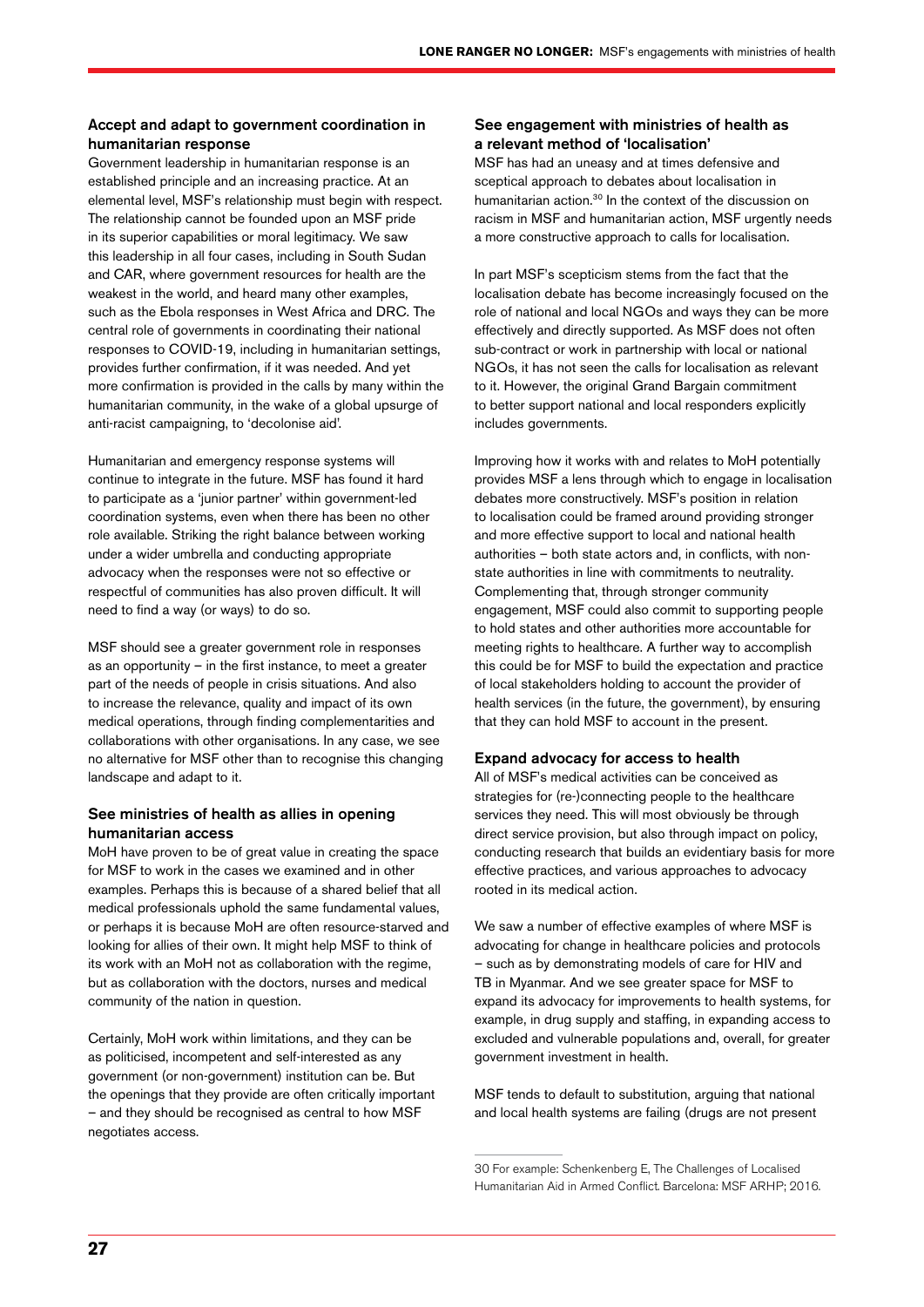### Accept and adapt to government coordination in humanitarian response

Government leadership in humanitarian response is an established principle and an increasing practice. At an elemental level, MSF's relationship must begin with respect. The relationship cannot be founded upon an MSF pride in its superior capabilities or moral legitimacy. We saw this leadership in all four cases, including in South Sudan and CAR, where government resources for health are the weakest in the world, and heard many other examples, such as the Ebola responses in West Africa and DRC. The central role of governments in coordinating their national responses to COVID-19, including in humanitarian settings, provides further confirmation, if it was needed. And yet more confirmation is provided in the calls by many within the humanitarian community, in the wake of a global upsurge of anti-racist campaigning, to 'decolonise aid'.

Humanitarian and emergency response systems will continue to integrate in the future. MSF has found it hard to participate as a 'junior partner' within government-led coordination systems, even when there has been no other role available. Striking the right balance between working under a wider umbrella and conducting appropriate advocacy when the responses were not so effective or respectful of communities has also proven difficult. It will need to find a way (or ways) to do so.

MSF should see a greater government role in responses as an opportunity – in the first instance, to meet a greater part of the needs of people in crisis situations. And also to increase the relevance, quality and impact of its own medical operations, through finding complementarities and collaborations with other organisations. In any case, we see no alternative for MSF other than to recognise this changing landscape and adapt to it.

### See ministries of health as allies in opening humanitarian access

MoH have proven to be of great value in creating the space for MSF to work in the cases we examined and in other examples. Perhaps this is because of a shared belief that all medical professionals uphold the same fundamental values, or perhaps it is because MoH are often resource-starved and looking for allies of their own. It might help MSF to think of its work with an MoH not as collaboration with the regime, but as collaboration with the doctors, nurses and medical community of the nation in question.

Certainly, MoH work within limitations, and they can be as politicised, incompetent and self-interested as any government (or non-government) institution can be. But the openings that they provide are often critically important – and they should be recognised as central to how MSF negotiates access.

### See engagement with ministries of health as a relevant method of 'localisation'

MSF has had an uneasy and at times defensive and sceptical approach to debates about localisation in humanitarian action.[30] In the context of the discussion on racism in MSF and humanitarian action, MSF urgently needs a more constructive approach to calls for localisation.

In part MSF's scepticism stems from the fact that the localisation debate has become increasingly focused on the role of national and local NGOs and ways they can be more effectively and directly supported. As MSF does not often sub-contract or work in partnership with local or national NGOs, it has not seen the calls for localisation as relevant to it. However, the original Grand Bargain commitment to better support national and local responders explicitly includes governments.

Improving how it works with and relates to MoH potentially provides MSF a lens through which to engage in localisation debates more constructively. MSF's position in relation to localisation could be framed around providing stronger and more effective support to local and national health authorities – both state actors and, in conflicts, with non-state authorities in line with commitments to neutrality. Complementing that, through stronger community engagement, MSF could also commit to supporting people to hold states and other authorities more accountable for meeting rights to healthcare. A further way to accomplish this could be for MSF to build the expectation and practice of local stakeholders holding to account the provider of health services (in the future, the government), by ensuring that they can hold MSF to account in the present.

### Expand advocacy for access to health

All of MSF's medical activities can be conceived as strategies for (re-)connecting people to the healthcare services they need. This will most obviously be through direct service provision, but also through impact on policy, conducting research that builds an evidentiary basis for more effective practices, and various approaches to advocacy rooted in its medical action.

We saw a number of effective examples of where MSF is advocating for change in healthcare policies and protocols – such as by demonstrating models of care for HIV and TB in Myanmar. And we see greater space for MSF to expand its advocacy for improvements to health systems, for example, in drug supply and staffing, in expanding access to excluded and vulnerable populations and, overall, for greater government investment in health.

MSF tends to default to substitution, arguing that national and local health systems are failing (drugs are not present

---

30 For example: Schenkenberg E, The Challenges of Localised Humanitarian Aid in Armed Conflict. Barcelona: MSF ARHP; 2016.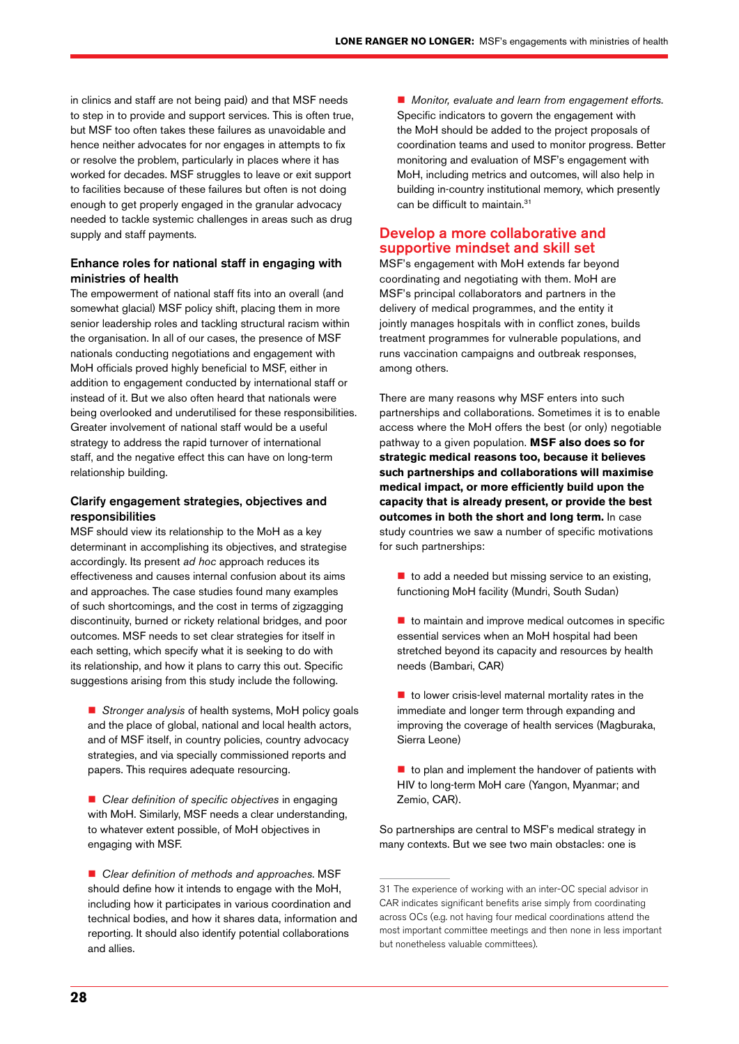in clinics and staff are not being paid) and that MSF needs to step in to provide and support services. This is often true, but MSF too often takes these failures as unavoidable and hence neither advocates for nor engages in attempts to fix or resolve the problem, particularly in places where it has worked for decades. MSF struggles to leave or exit support to facilities because of these failures but often is not doing enough to get properly engaged in the granular advocacy needed to tackle systemic challenges in areas such as drug supply and staff payments.

### Enhance roles for national staff in engaging with ministries of health

The empowerment of national staff fits into an overall (and somewhat glacial) MSF policy shift, placing them in more senior leadership roles and tackling structural racism within the organisation. In all of our cases, the presence of MSF nationals conducting negotiations and engagement with MoH officials proved highly beneficial to MSF, either in addition to engagement conducted by international staff or instead of it. But we also often heard that nationals were being overlooked and underutilised for these responsibilities. Greater involvement of national staff would be a useful strategy to address the rapid turnover of international staff, and the negative effect this can have on long-term relationship building.

### Clarify engagement strategies, objectives and responsibilities

MSF should view its relationship to the MoH as a key determinant in accomplishing its objectives, and strategise accordingly. Its present *ad hoc* approach reduces its effectiveness and causes internal confusion about its aims and approaches. The case studies found many examples of such shortcomings, and the cost in terms of zigzagging discontinuity, burned or rickety relational bridges, and poor outcomes. MSF needs to set clear strategies for itself in each setting, which specify what it is seeking to do with its relationship, and how it plans to carry this out. Specific suggestions arising from this study include the following.

- *Stronger analysis* of health systems, MoH policy goals and the place of global, national and local health actors, and of MSF itself, in country policies, country advocacy strategies, and via specially commissioned reports and papers. This requires adequate resourcing.

- *Clear definition of specific objectives* in engaging with MoH. Similarly, MSF needs a clear understanding, to whatever extent possible, of MoH objectives in engaging with MSF.

- *Clear definition of methods and approaches.* MSF should define how it intends to engage with the MoH, including how it participates in various coordination and technical bodies, and how it shares data, information and reporting. It should also identify potential collaborations and allies.

- *Monitor, evaluate and learn from engagement efforts.* Specific indicators to govern the engagement with the MoH should be added to the project proposals of coordination teams and used to monitor progress. Better monitoring and evaluation of MSF's engagement with MoH, including metrics and outcomes, will also help in building in-country institutional memory, which presently can be difficult to maintain.[31]

## Develop a more collaborative and supportive mindset and skill set

MSF's engagement with MoH extends far beyond coordinating and negotiating with them. MoH are MSF's principal collaborators and partners in the delivery of medical programmes, and the entity it jointly manages hospitals with in conflict zones, builds treatment programmes for vulnerable populations, and runs vaccination campaigns and outbreak responses, among others.

There are many reasons why MSF enters into such partnerships and collaborations. Sometimes it is to enable access where the MoH offers the best (or only) negotiable pathway to a given population. **MSF also does so for strategic medical reasons too, because it believes such partnerships and collaborations will maximise medical impact, or more efficiently build upon the capacity that is already present, or provide the best outcomes in both the short and long term.** In case study countries we saw a number of specific motivations for such partnerships:

- to add a needed but missing service to an existing, functioning MoH facility (Mundri, South Sudan)

- to maintain and improve medical outcomes in specific essential services when an MoH hospital had been stretched beyond its capacity and resources by health needs (Bambari, CAR)

- to lower crisis-level maternal mortality rates in the immediate and longer term through expanding and improving the coverage of health services (Magburaka, Sierra Leone)

- to plan and implement the handover of patients with HIV to long-term MoH care (Yangon, Myanmar; and Zemio, CAR).

So partnerships are central to MSF's medical strategy in many contexts. But we see two main obstacles: one is

---

31 The experience of working with an inter-OC special advisor in CAR indicates significant benefits arise simply from coordinating across OCs (e.g. not having four medical coordinations attend the most important committee meetings and then none in less important but nonetheless valuable committees).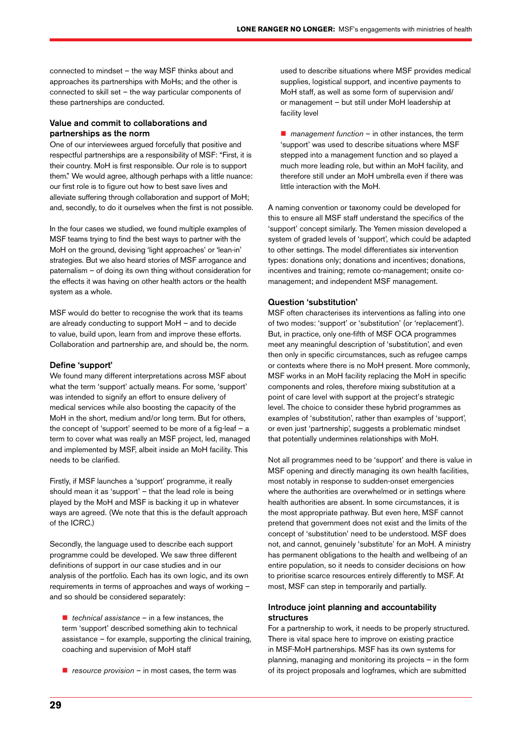connected to mindset – the way MSF thinks about and approaches its partnerships with MoHs; and the other is connected to skill set – the way particular components of these partnerships are conducted.

### Value and commit to collaborations and partnerships as the norm

One of our interviewees argued forcefully that positive and respectful partnerships are a responsibility of MSF: "First, it is their country. MoH is first responsible. Our role is to support them." We would agree, although perhaps with a little nuance: our first role is to figure out how to best save lives and alleviate suffering through collaboration and support of MoH; and, secondly, to do it ourselves when the first is not possible.

In the four cases we studied, we found multiple examples of MSF teams trying to find the best ways to partner with the MoH on the ground, devising 'light approaches' or 'lean-in' strategies. But we also heard stories of MSF arrogance and paternalism – of doing its own thing without consideration for the effects it was having on other health actors or the health system as a whole.

MSF would do better to recognise the work that its teams are already conducting to support MoH – and to decide to value, build upon, learn from and improve these efforts. Collaboration and partnership are, and should be, the norm.

### Define 'support'

We found many different interpretations across MSF about what the term 'support' actually means. For some, 'support' was intended to signify an effort to ensure delivery of medical services while also boosting the capacity of the MoH in the short, medium and/or long term. But for others, the concept of 'support' seemed to be more of a fig-leaf – a term to cover what was really an MSF project, led, managed and implemented by MSF, albeit inside an MoH facility. This needs to be clarified.

Firstly, if MSF launches a 'support' programme, it really should mean it as 'support' – that the lead role is being played by the MoH and MSF is backing it up in whatever ways are agreed. (We note that this is the default approach of the ICRC.)

Secondly, the language used to describe each support programme could be developed. We saw three different definitions of support in our case studies and in our analysis of the portfolio. Each has its own logic, and its own requirements in terms of approaches and ways of working – and so should be considered separately:

- *technical assistance* – in a few instances, the term 'support' described something akin to technical assistance – for example, supporting the clinical training, coaching and supervision of MoH staff
- *resource provision* – in most cases, the term was used to describe situations where MSF provides medical supplies, logistical support, and incentive payments to MoH staff, as well as some form of supervision and/or management – but still under MoH leadership at facility level
- *management function* – in other instances, the term 'support' was used to describe situations where MSF stepped into a management function and so played a much more leading role, but within an MoH facility, and therefore still under an MoH umbrella even if there was little interaction with the MoH.

A naming convention or taxonomy could be developed for this to ensure all MSF staff understand the specifics of the 'support' concept similarly. The Yemen mission developed a system of graded levels of 'support', which could be adapted to other settings. The model differentiates six intervention types: donations only; donations and incentives; donations, incentives and training; remote co-management; onsite co-management; and independent MSF management.

### Question 'substitution'

MSF often characterises its interventions as falling into one of two modes: 'support' or 'substitution' (or 'replacement'). But, in practice, only one-fifth of MSF OCA programmes meet any meaningful description of 'substitution', and even then only in specific circumstances, such as refugee camps or contexts where there is no MoH present. More commonly, MSF works in an MoH facility replacing the MoH in specific components and roles, therefore mixing substitution at a point of care level with support at the project's strategic level. The choice to consider these hybrid programmes as examples of 'substitution', rather than examples of 'support', or even just 'partnership', suggests a problematic mindset that potentially undermines relationships with MoH.

Not all programmes need to be 'support' and there is value in MSF opening and directly managing its own health facilities, most notably in response to sudden-onset emergencies where the authorities are overwhelmed or in settings where health authorities are absent. In some circumstances, it is the most appropriate pathway. But even here, MSF cannot pretend that government does not exist and the limits of the concept of 'substitution' need to be understood. MSF does not, and cannot, genuinely 'substitute' for an MoH. A ministry has permanent obligations to the health and wellbeing of an entire population, so it needs to consider decisions on how to prioritise scarce resources entirely differently to MSF. At most, MSF can step in temporarily and partially.

### Introduce joint planning and accountability structures

For a partnership to work, it needs to be properly structured. There is vital space here to improve on existing practice in MSF-MoH partnerships. MSF has its own systems for planning, managing and monitoring its projects – in the form of its project proposals and logframes, which are submitted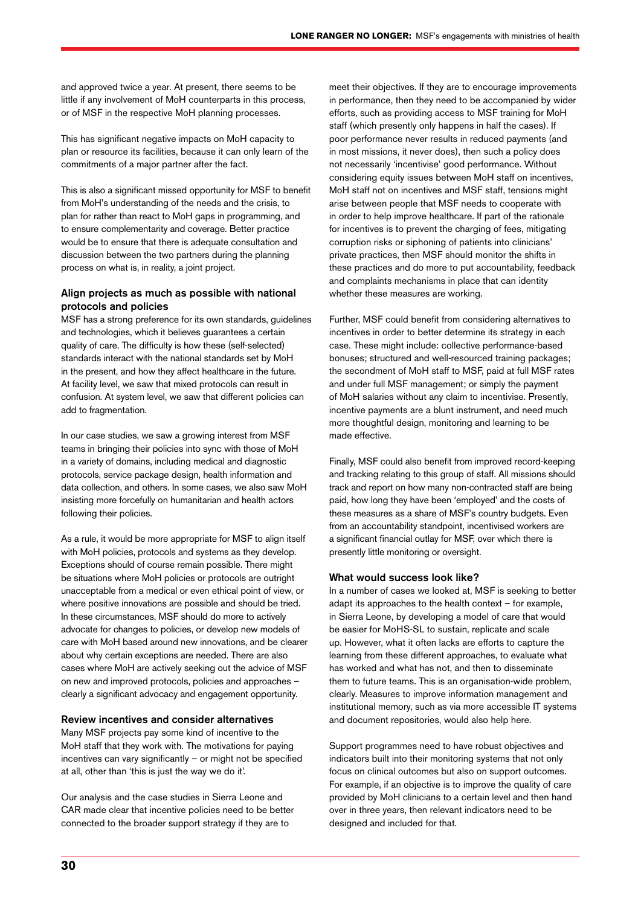and approved twice a year. At present, there seems to be little if any involvement of MoH counterparts in this process, or of MSF in the respective MoH planning processes.

This has significant negative impacts on MoH capacity to plan or resource its facilities, because it can only learn of the commitments of a major partner after the fact.

This is also a significant missed opportunity for MSF to benefit from MoH's understanding of the needs and the crisis, to plan for rather than react to MoH gaps in programming, and to ensure complementarity and coverage. Better practice would be to ensure that there is adequate consultation and discussion between the two partners during the planning process on what is, in reality, a joint project.

### Align projects as much as possible with national protocols and policies

MSF has a strong preference for its own standards, guidelines and technologies, which it believes guarantees a certain quality of care. The difficulty is how these (self-selected) standards interact with the national standards set by MoH in the present, and how they affect healthcare in the future. At facility level, we saw that mixed protocols can result in confusion. At system level, we saw that different policies can add to fragmentation.

In our case studies, we saw a growing interest from MSF teams in bringing their policies into sync with those of MoH in a variety of domains, including medical and diagnostic protocols, service package design, health information and data collection, and others. In some cases, we also saw MoH insisting more forcefully on humanitarian and health actors following their policies.

As a rule, it would be more appropriate for MSF to align itself with MoH policies, protocols and systems as they develop. Exceptions should of course remain possible. There might be situations where MoH policies or protocols are outright unacceptable from a medical or even ethical point of view, or where positive innovations are possible and should be tried. In these circumstances, MSF should do more to actively advocate for changes to policies, or develop new models of care with MoH based around new innovations, and be clearer about why certain exceptions are needed. There are also cases where MoH are actively seeking out the advice of MSF on new and improved protocols, policies and approaches – clearly a significant advocacy and engagement opportunity.

### Review incentives and consider alternatives

Many MSF projects pay some kind of incentive to the MoH staff that they work with. The motivations for paying incentives can vary significantly – or might not be specified at all, other than 'this is just the way we do it'.

Our analysis and the case studies in Sierra Leone and CAR made clear that incentive policies need to be better connected to the broader support strategy if they are to meet their objectives. If they are to encourage improvements in performance, then they need to be accompanied by wider efforts, such as providing access to MSF training for MoH staff (which presently only happens in half the cases). If poor performance never results in reduced payments (and in most missions, it never does), then such a policy does not necessarily 'incentivise' good performance. Without considering equity issues between MoH staff on incentives, MoH staff not on incentives and MSF staff, tensions might arise between people that MSF needs to cooperate with in order to help improve healthcare. If part of the rationale for incentives is to prevent the charging of fees, mitigating corruption risks or siphoning of patients into clinicians' private practices, then MSF should monitor the shifts in these practices and do more to put accountability, feedback and complaints mechanisms in place that can identity whether these measures are working.

Further, MSF could benefit from considering alternatives to incentives in order to better determine its strategy in each case. These might include: collective performance-based bonuses; structured and well-resourced training packages; the secondment of MoH staff to MSF, paid at full MSF rates and under full MSF management; or simply the payment of MoH salaries without any claim to incentivise. Presently, incentive payments are a blunt instrument, and need much more thoughtful design, monitoring and learning to be made effective.

Finally, MSF could also benefit from improved record-keeping and tracking relating to this group of staff. All missions should track and report on how many non-contracted staff are being paid, how long they have been 'employed' and the costs of these measures as a share of MSF's country budgets. Even from an accountability standpoint, incentivised workers are a significant financial outlay for MSF, over which there is presently little monitoring or oversight.

### What would success look like?

In a number of cases we looked at, MSF is seeking to better adapt its approaches to the health context – for example, in Sierra Leone, by developing a model of care that would be easier for MoHS-SL to sustain, replicate and scale up. However, what it often lacks are efforts to capture the learning from these different approaches, to evaluate what has worked and what has not, and then to disseminate them to future teams. This is an organisation-wide problem, clearly. Measures to improve information management and institutional memory, such as via more accessible IT systems and document repositories, would also help here.

Support programmes need to have robust objectives and indicators built into their monitoring systems that not only focus on clinical outcomes but also on support outcomes. For example, if an objective is to improve the quality of care provided by MoH clinicians to a certain level and then hand over in three years, then relevant indicators need to be designed and included for that.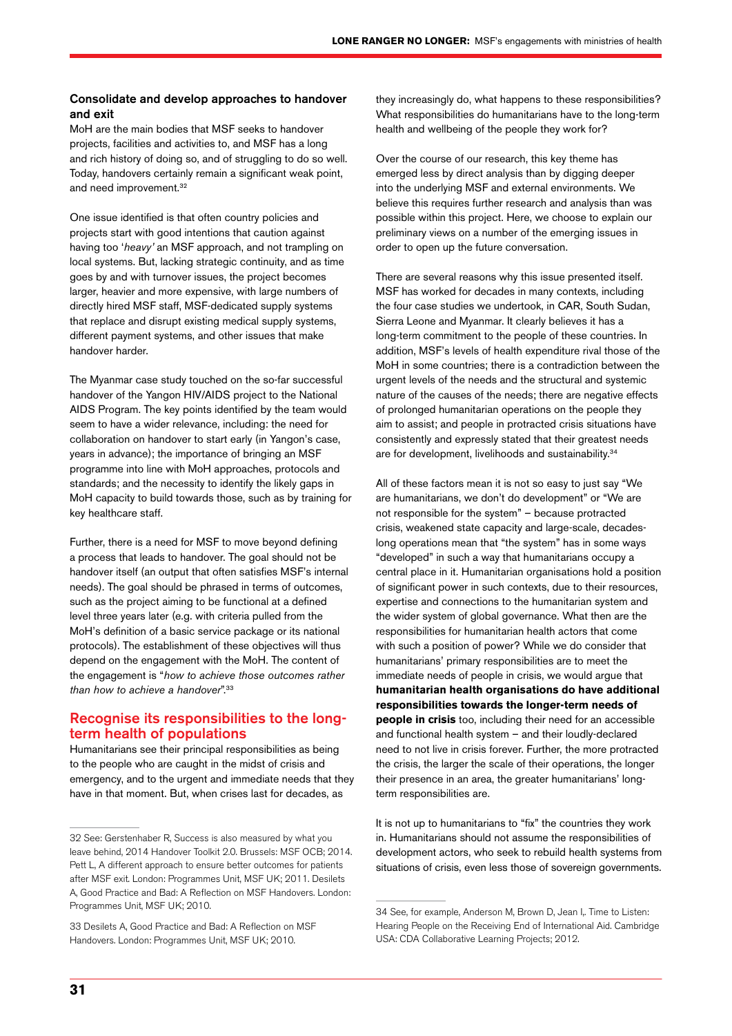### Consolidate and develop approaches to handover and exit

MoH are the main bodies that MSF seeks to handover projects, facilities and activities to, and MSF has a long and rich history of doing so, and of struggling to do so well. Today, handovers certainly remain a significant weak point, and need improvement.[32]

One issue identified is that often country policies and projects start with good intentions that caution against having too '*heavy*' an MSF approach, and not trampling on local systems. But, lacking strategic continuity, and as time goes by and with turnover issues, the project becomes larger, heavier and more expensive, with large numbers of directly hired MSF staff, MSF-dedicated supply systems that replace and disrupt existing medical supply systems, different payment systems, and other issues that make handover harder.

The Myanmar case study touched on the so-far successful handover of the Yangon HIV/AIDS project to the National AIDS Program. The key points identified by the team would seem to have a wider relevance, including: the need for collaboration on handover to start early (in Yangon's case, years in advance); the importance of bringing an MSF programme into line with MoH approaches, protocols and standards; and the necessity to identify the likely gaps in MoH capacity to build towards those, such as by training for key healthcare staff.

Further, there is a need for MSF to move beyond defining a process that leads to handover. The goal should not be handover itself (an output that often satisfies MSF's internal needs). The goal should be phrased in terms of outcomes, such as the project aiming to be functional at a defined level three years later (e.g. with criteria pulled from the MoH's definition of a basic service package or its national protocols). The establishment of these objectives will thus depend on the engagement with the MoH. The content of the engagement is "*how to achieve those outcomes rather than how to achieve a handover*".[33]

## Recognise its responsibilities to the long-term health of populations

Humanitarians see their principal responsibilities as being to the people who are caught in the midst of crisis and emergency, and to the urgent and immediate needs that they have in that moment. But, when crises last for decades, as they increasingly do, what happens to these responsibilities? What responsibilities do humanitarians have to the long-term health and wellbeing of the people they work for?

Over the course of our research, this key theme has emerged less by direct analysis than by digging deeper into the underlying MSF and external environments. We believe this requires further research and analysis than was possible within this project. Here, we choose to explain our preliminary views on a number of the emerging issues in order to open up the future conversation.

There are several reasons why this issue presented itself. MSF has worked for decades in many contexts, including the four case studies we undertook, in CAR, South Sudan, Sierra Leone and Myanmar. It clearly believes it has a long-term commitment to the people of these countries. In addition, MSF's levels of health expenditure rival those of the MoH in some countries; there is a contradiction between the urgent levels of the needs and the structural and systemic nature of the causes of the needs; there are negative effects of prolonged humanitarian operations on the people they aim to assist; and people in protracted crisis situations have consistently and expressly stated that their greatest needs are for development, livelihoods and sustainability.[34]

All of these factors mean it is not so easy to just say "We are humanitarians, we don't do development" or "We are not responsible for the system" – because protracted crisis, weakened state capacity and large-scale, decades-long operations mean that "the system" has in some ways "developed" in such a way that humanitarians occupy a central place in it. Humanitarian organisations hold a position of significant power in such contexts, due to their resources, expertise and connections to the humanitarian system and the wider system of global governance. What then are the responsibilities for humanitarian health actors that come with such a position of power? While we do consider that humanitarians' primary responsibilities are to meet the immediate needs of people in crisis, we would argue that **humanitarian health organisations do have additional responsibilities towards the longer-term needs of people in crisis** too, including their need for an accessible and functional health system – and their loudly-declared need to not live in crisis forever. Further, the more protracted the crisis, the larger the scale of their operations, the longer their presence in an area, the greater humanitarians' long-term responsibilities are.

It is not up to humanitarians to "fix" the countries they work in. Humanitarians should not assume the responsibilities of development actors, who seek to rebuild health systems from situations of crisis, even less those of sovereign governments.

---

32 See: Gerstenhaber R, Success is also measured by what you leave behind, 2014 Handover Toolkit 2.0. Brussels: MSF OCB; 2014. Pett L, A different approach to ensure better outcomes for patients after MSF exit. London: Programmes Unit, MSF UK; 2011. Desilets A, Good Practice and Bad: A Reflection on MSF Handovers. London: Programmes Unit, MSF UK; 2010.

33 Desilets A, Good Practice and Bad: A Reflection on MSF Handovers. London: Programmes Unit, MSF UK; 2010.

34 See, for example, Anderson M, Brown D, Jean I,. Time to Listen: Hearing People on the Receiving End of International Aid. Cambridge USA: CDA Collaborative Learning Projects; 2012.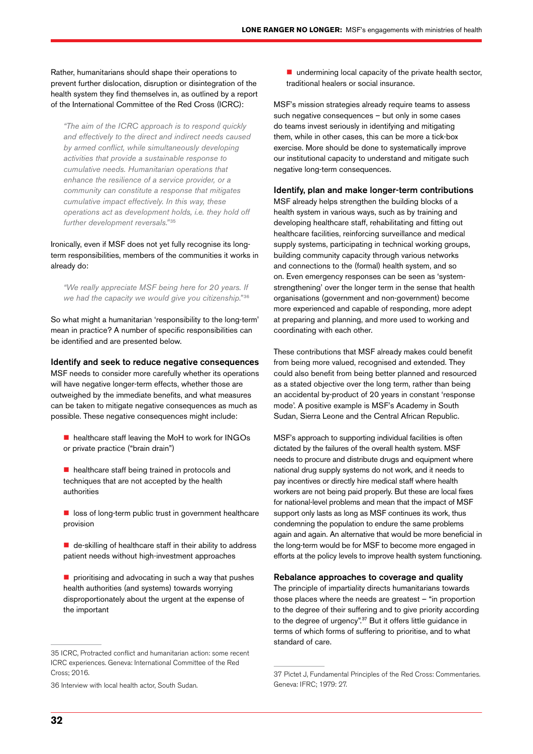Rather, humanitarians should shape their operations to prevent further dislocation, disruption or disintegration of the health system they find themselves in, as outlined by a report of the International Committee of the Red Cross (ICRC):

> *"The aim of the ICRC approach is to respond quickly and effectively to the direct and indirect needs caused by armed conflict, while simultaneously developing activities that provide a sustainable response to cumulative needs. Humanitarian operations that enhance the resilience of a service provider, or a community can constitute a response that mitigates cumulative impact effectively. In this way, these operations act as development holds, i.e. they hold off further development reversals."*[35]

Ironically, even if MSF does not yet fully recognise its long-term responsibilities, members of the communities it works in already do:

> *"We really appreciate MSF being here for 20 years. If we had the capacity we would give you citizenship."*[36]

So what might a humanitarian 'responsibility to the long-term' mean in practice? A number of specific responsibilities can be identified and are presented below.

### Identify and seek to reduce negative consequences

MSF needs to consider more carefully whether its operations will have negative longer-term effects, whether those are outweighed by the immediate benefits, and what measures can be taken to mitigate negative consequences as much as possible. These negative consequences might include:

- healthcare staff leaving the MoH to work for INGOs or private practice ("brain drain")
- healthcare staff being trained in protocols and techniques that are not accepted by the health authorities
- loss of long-term public trust in government healthcare provision
- de-skilling of healthcare staff in their ability to address patient needs without high-investment approaches
- prioritising and advocating in such a way that pushes health authorities (and systems) towards worrying disproportionately about the urgent at the expense of the important
- undermining local capacity of the private health sector, traditional healers or social insurance.

MSF's mission strategies already require teams to assess such negative consequences – but only in some cases do teams invest seriously in identifying and mitigating them, while in other cases, this can be more a tick-box exercise. More should be done to systematically improve our institutional capacity to understand and mitigate such negative long-term consequences.

### Identify, plan and make longer-term contributions

MSF already helps strengthen the building blocks of a health system in various ways, such as by training and developing healthcare staff, rehabilitating and fitting out healthcare facilities, reinforcing surveillance and medical supply systems, participating in technical working groups, building community capacity through various networks and connections to the (formal) health system, and so on. Even emergency responses can be seen as 'system-strengthening' over the longer term in the sense that health organisations (government and non-government) become more experienced and capable of responding, more adept at preparing and planning, and more used to working and coordinating with each other.

These contributions that MSF already makes could benefit from being more valued, recognised and extended. They could also benefit from being better planned and resourced as a stated objective over the long term, rather than being an accidental by-product of 20 years in constant 'response mode'. A positive example is MSF's Academy in South Sudan, Sierra Leone and the Central African Republic.

MSF's approach to supporting individual facilities is often dictated by the failures of the overall health system. MSF needs to procure and distribute drugs and equipment where national drug supply systems do not work, and it needs to pay incentives or directly hire medical staff where health workers are not being paid properly. But these are local fixes for national-level problems and mean that the impact of MSF support only lasts as long as MSF continues its work, thus condemning the population to endure the same problems again and again. An alternative that would be more beneficial in the long-term would be for MSF to become more engaged in efforts at the policy levels to improve health system functioning.

### Rebalance approaches to coverage and quality

The principle of impartiality directs humanitarians towards those places where the needs are greatest – "in proportion to the degree of their suffering and to give priority according to the degree of urgency".[37] But it offers little guidance in terms of which forms of suffering to prioritise, and to what standard of care.

---

35 ICRC, Protracted conflict and humanitarian action: some recent ICRC experiences. Geneva: International Committee of the Red Cross; 2016.

36 Interview with local health actor, South Sudan.

37 Pictet J, Fundamental Principles of the Red Cross: Commentaries. Geneva: IFRC; 1979: 27.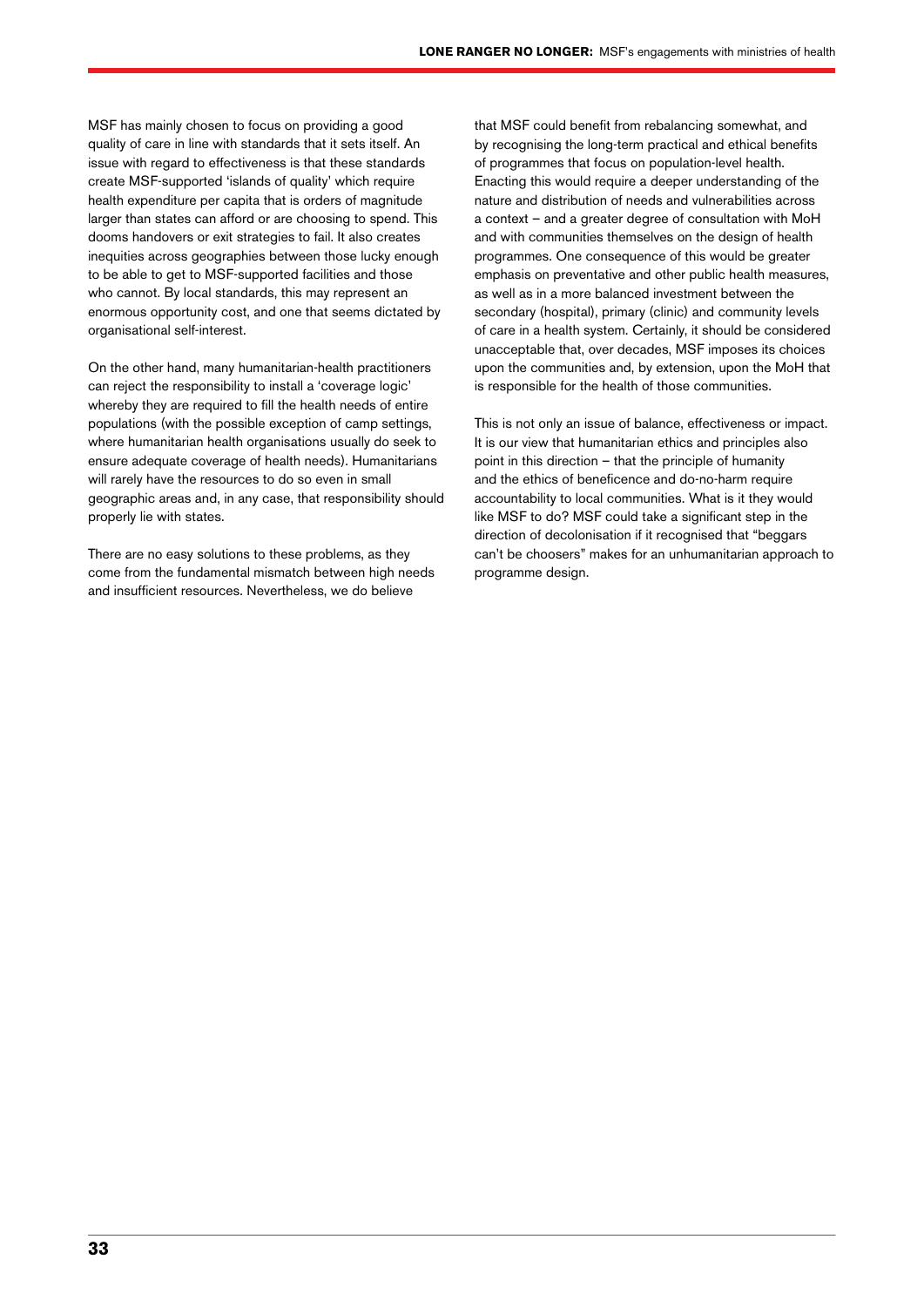MSF has mainly chosen to focus on providing a good quality of care in line with standards that it sets itself. An issue with regard to effectiveness is that these standards create MSF-supported 'islands of quality' which require health expenditure per capita that is orders of magnitude larger than states can afford or are choosing to spend. This dooms handovers or exit strategies to fail. It also creates inequities across geographies between those lucky enough to be able to get to MSF-supported facilities and those who cannot. By local standards, this may represent an enormous opportunity cost, and one that seems dictated by organisational self-interest.

On the other hand, many humanitarian-health practitioners can reject the responsibility to install a 'coverage logic' whereby they are required to fill the health needs of entire populations (with the possible exception of camp settings, where humanitarian health organisations usually do seek to ensure adequate coverage of health needs). Humanitarians will rarely have the resources to do so even in small geographic areas and, in any case, that responsibility should properly lie with states.

There are no easy solutions to these problems, as they come from the fundamental mismatch between high needs and insufficient resources. Nevertheless, we do believe that MSF could benefit from rebalancing somewhat, and by recognising the long-term practical and ethical benefits of programmes that focus on population-level health. Enacting this would require a deeper understanding of the nature and distribution of needs and vulnerabilities across a context – and a greater degree of consultation with MoH and with communities themselves on the design of health programmes. One consequence of this would be greater emphasis on preventative and other public health measures, as well as in a more balanced investment between the secondary (hospital), primary (clinic) and community levels of care in a health system. Certainly, it should be considered unacceptable that, over decades, MSF imposes its choices upon the communities and, by extension, upon the MoH that is responsible for the health of those communities.

This is not only an issue of balance, effectiveness or impact. It is our view that humanitarian ethics and principles also point in this direction – that the principle of humanity and the ethics of beneficence and do-no-harm require accountability to local communities. What is it they would like MSF to do? MSF could take a significant step in the direction of decolonisation if it recognised that "beggars can't be choosers" makes for an unhumanitarian approach to programme design.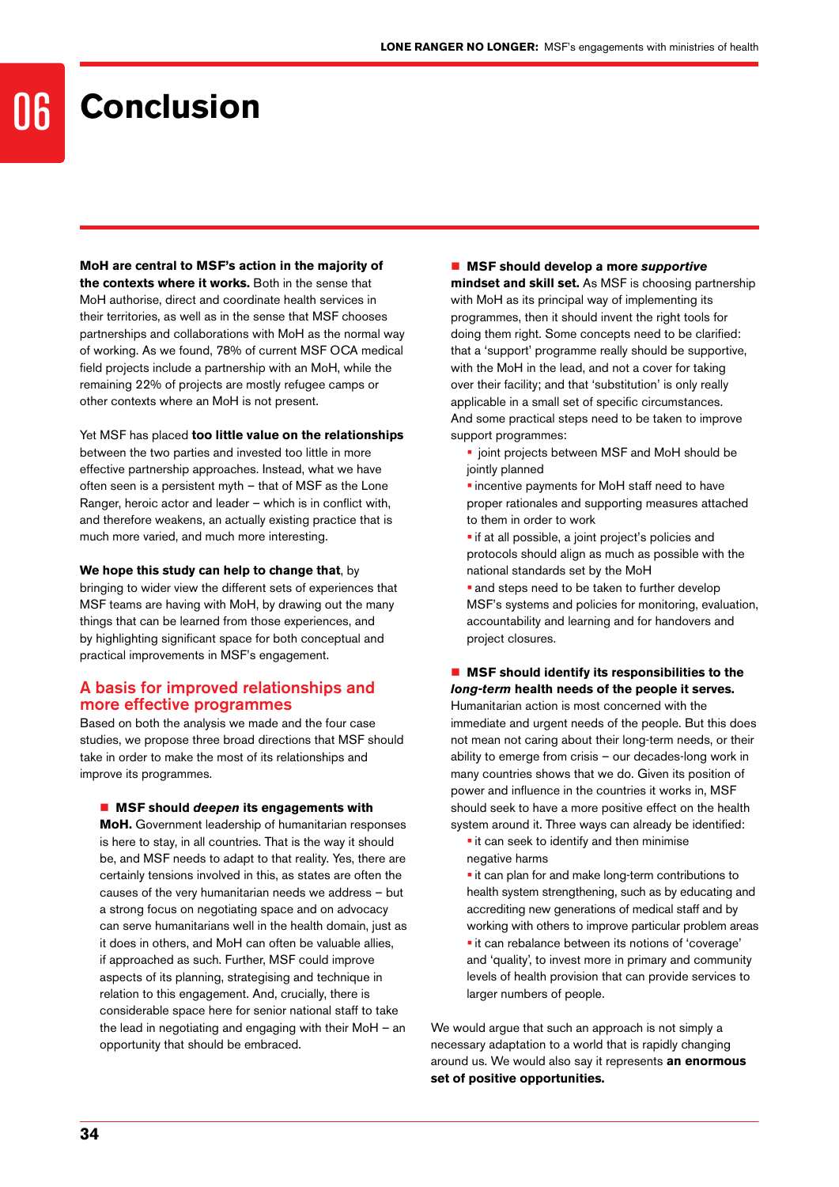# 06 Conclusion

**MoH are central to MSF's action in the majority of the contexts where it works.** Both in the sense that MoH authorise, direct and coordinate health services in their territories, as well as in the sense that MSF chooses partnerships and collaborations with MoH as the normal way of working. As we found, 78% of current MSF OCA medical field projects include a partnership with an MoH, while the remaining 22% of projects are mostly refugee camps or other contexts where an MoH is not present.

Yet MSF has placed **too little value on the relationships** between the two parties and invested too little in more effective partnership approaches. Instead, what we have often seen is a persistent myth – that of MSF as the Lone Ranger, heroic actor and leader – which is in conflict with, and therefore weakens, an actually existing practice that is much more varied, and much more interesting.

**We hope this study can help to change that**, by bringing to wider view the different sets of experiences that MSF teams are having with MoH, by drawing out the many things that can be learned from those experiences, and by highlighting significant space for both conceptual and practical improvements in MSF's engagement.

## A basis for improved relationships and more effective programmes

Based on both the analysis we made and the four case studies, we propose three broad directions that MSF should take in order to make the most of its relationships and improve its programmes.

- **MSF should *deepen* its engagements with MoH.** Government leadership of humanitarian responses is here to stay, in all countries. That is the way it should be, and MSF needs to adapt to that reality. Yes, there are certainly tensions involved in this, as states are often the causes of the very humanitarian needs we address – but a strong focus on negotiating space and on advocacy can serve humanitarians well in the health domain, just as it does in others, and MoH can often be valuable allies, if approached as such. Further, MSF could improve aspects of its planning, strategising and technique in relation to this engagement. And, crucially, there is considerable space here for senior national staff to take the lead in negotiating and engaging with their MoH – an opportunity that should be embraced.

- **MSF should develop a more *supportive* mindset and skill set.** As MSF is choosing partnership with MoH as its principal way of implementing its programmes, then it should invent the right tools for doing them right. Some concepts need to be clarified: that a 'support' programme really should be supportive, with the MoH in the lead, and not a cover for taking over their facility; and that 'substitution' is only really applicable in a small set of specific circumstances. And some practical steps need to be taken to improve support programmes:
  - joint projects between MSF and MoH should be jointly planned
  - incentive payments for MoH staff need to have proper rationales and supporting measures attached to them in order to work
  - if at all possible, a joint project's policies and protocols should align as much as possible with the national standards set by the MoH
  - and steps need to be taken to further develop MSF's systems and policies for monitoring, evaluation, accountability and learning and for handovers and project closures.

- **MSF should identify its responsibilities to the *long-term* health needs of the people it serves.** Humanitarian action is most concerned with the immediate and urgent needs of the people. But this does not mean not caring about their long-term needs, or their ability to emerge from crisis – our decades-long work in many countries shows that we do. Given its position of power and influence in the countries it works in, MSF should seek to have a more positive effect on the health system around it. Three ways can already be identified:
  - it can seek to identify and then minimise negative harms
  - it can plan for and make long-term contributions to health system strengthening, such as by educating and accrediting new generations of medical staff and by working with others to improve particular problem areas
  - it can rebalance between its notions of 'coverage' and 'quality', to invest more in primary and community levels of health provision that can provide services to larger numbers of people.

We would argue that such an approach is not simply a necessary adaptation to a world that is rapidly changing around us. We would also say it represents **an enormous set of positive opportunities.**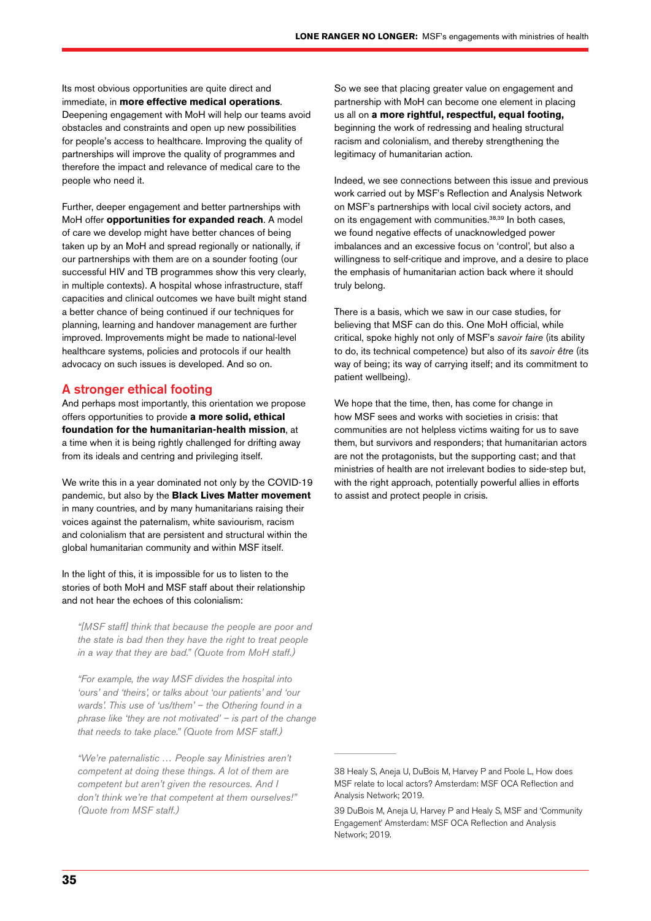Its most obvious opportunities are quite direct and immediate, in **more effective medical operations**. Deepening engagement with MoH will help our teams avoid obstacles and constraints and open up new possibilities for people's access to healthcare. Improving the quality of partnerships will improve the quality of programmes and therefore the impact and relevance of medical care to the people who need it.

Further, deeper engagement and better partnerships with MoH offer **opportunities for expanded reach**. A model of care we develop might have better chances of being taken up by an MoH and spread regionally or nationally, if our partnerships with them are on a sounder footing (our successful HIV and TB programmes show this very clearly, in multiple contexts). A hospital whose infrastructure, staff capacities and clinical outcomes we have built might stand a better chance of being continued if our techniques for planning, learning and handover management are further improved. Improvements might be made to national-level healthcare systems, policies and protocols if our health advocacy on such issues is developed. And so on.

## A stronger ethical footing

And perhaps most importantly, this orientation we propose offers opportunities to provide **a more solid, ethical foundation for the humanitarian-health mission**, at a time when it is being rightly challenged for drifting away from its ideals and centring and privileging itself.

We write this in a year dominated not only by the COVID-19 pandemic, but also by the **Black Lives Matter movement** in many countries, and by many humanitarians raising their voices against the paternalism, white saviourism, racism and colonialism that are persistent and structural within the global humanitarian community and within MSF itself.

In the light of this, it is impossible for us to listen to the stories of both MoH and MSF staff about their relationship and not hear the echoes of this colonialism:

> *"[MSF staff] think that because the people are poor and the state is bad then they have the right to treat people in a way that they are bad." (Quote from MoH staff.)*

> *"For example, the way MSF divides the hospital into 'ours' and 'theirs', or talks about 'our patients' and 'our wards'. This use of 'us/them' – the Othering found in a phrase like 'they are not motivated' – is part of the change that needs to take place." (Quote from MSF staff.)*

> *"We're paternalistic … People say Ministries aren't competent at doing these things. A lot of them are competent but aren't given the resources. And I don't think we're that competent at them ourselves!" (Quote from MSF staff.)*

So we see that placing greater value on engagement and partnership with MoH can become one element in placing us all on **a more rightful, respectful, equal footing,** beginning the work of redressing and healing structural racism and colonialism, and thereby strengthening the legitimacy of humanitarian action.

Indeed, we see connections between this issue and previous work carried out by MSF's Reflection and Analysis Network on MSF's partnerships with local civil society actors, and on its engagement with communities.[38,39] In both cases, we found negative effects of unacknowledged power imbalances and an excessive focus on 'control', but also a willingness to self-critique and improve, and a desire to place the emphasis of humanitarian action back where it should truly belong.

There is a basis, which we saw in our case studies, for believing that MSF can do this. One MoH official, while critical, spoke highly not only of MSF's *savoir faire* (its ability to do, its technical competence) but also of its *savoir être* (its way of being; its way of carrying itself; and its commitment to patient wellbeing).

We hope that the time, then, has come for change in how MSF sees and works with societies in crisis: that communities are not helpless victims waiting for us to save them, but survivors and responders; that humanitarian actors are not the protagonists, but the supporting cast; and that ministries of health are not irrelevant bodies to side-step but, with the right approach, potentially powerful allies in efforts to assist and protect people in crisis.

---

38 Healy S, Aneja U, DuBois M, Harvey P and Poole L, How does MSF relate to local actors? Amsterdam: MSF OCA Reflection and Analysis Network; 2019.

39 DuBois M, Aneja U, Harvey P and Healy S, MSF and 'Community Engagement' Amsterdam: MSF OCA Reflection and Analysis Network; 2019.